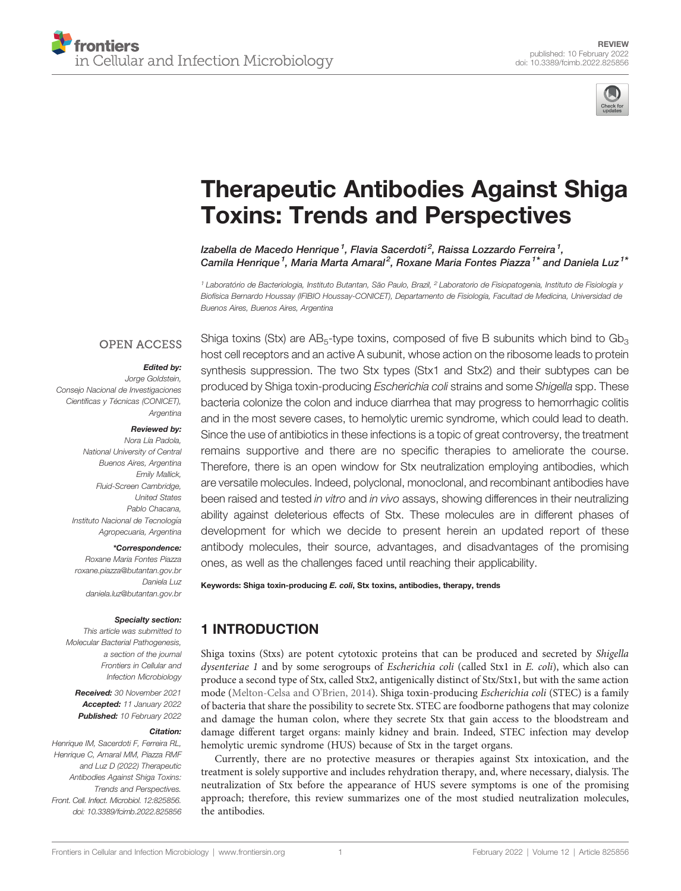REVIEW
published: 10 February 2022
doi: 10.3389/fcimb.2022.825856

# Therapeutic Antibodies Against Shiga Toxins: Trends and Perspectives

*Izabella de Macedo Henrique[1], Flavia Sacerdoti[2], Raissa Lozzardo Ferreira[1], Camila Henrique[1], Maria Marta Amaral[2], Roxane Maria Fontes Piazza[1]* and Daniela Luz[1]**

[1] Laboratório de Bacteriologia, Instituto Butantan, São Paulo, Brazil, [2] Laboratorio de Fisiopatogenia, Instituto de Fisiología y Biofísica Bernardo Houssay (IFIBIO Houssay-CONICET), Departamento de Fisiología, Facultad de Medicina, Universidad de Buenos Aires, Buenos Aires, Argentina

OPEN ACCESS

**Edited by:**
Jorge Goldstein,
Consejo Nacional de Investigaciones Científicas y Técnicas (CONICET), Argentina

**Reviewed by:**
Nora Lía Padola,
National University of Central Buenos Aires, Argentina
Emily Mallick,
Fluid-Screen Cambridge, United States
Pablo Chacana,
Instituto Nacional de Tecnología Agropecuaria, Argentina

**\*Correspondence:**
Roxane Maria Fontes Piazza
roxane.piazza@butantan.gov.br
Daniela Luz
daniela.luz@butantan.gov.br

**Specialty section:**
This article was submitted to Molecular Bacterial Pathogenesis, a section of the journal Frontiers in Cellular and Infection Microbiology

**Received:** 30 November 2021
**Accepted:** 11 January 2022
**Published:** 10 February 2022

**Citation:**
Henrique IM, Sacerdoti F, Ferreira RL, Henrique C, Amaral MM, Piazza RMF and Luz D (2022) Therapeutic Antibodies Against Shiga Toxins: Trends and Perspectives. Front. Cell. Infect. Microbiol. 12:825856. doi: 10.3389/fcimb.2022.825856

Shiga toxins (Stx) are $AB_5$-type toxins, composed of five B subunits which bind to $Gb_3$ host cell receptors and an active A subunit, whose action on the ribosome leads to protein synthesis suppression. The two Stx types (Stx1 and Stx2) and their subtypes can be produced by Shiga toxin-producing *Escherichia coli* strains and some *Shigella* spp. These bacteria colonize the colon and induce diarrhea that may progress to hemorrhagic colitis and in the most severe cases, to hemolytic uremic syndrome, which could lead to death. Since the use of antibiotics in these infections is a topic of great controversy, the treatment remains supportive and there are no specific therapies to ameliorate the course. Therefore, there is an open window for Stx neutralization employing antibodies, which are versatile molecules. Indeed, polyclonal, monoclonal, and recombinant antibodies have been raised and tested *in vitro* and *in vivo* assays, showing differences in their neutralizing ability against deleterious effects of Stx. These molecules are in different phases of development for which we decide to present herein an updated report of these antibody molecules, their source, advantages, and disadvantages of the promising ones, as well as the challenges faced until reaching their applicability.

**Keywords:** Shiga toxin-producing *E. coli*, Stx toxins, antibodies, therapy, trends

## 1 INTRODUCTION

Shiga toxins (Stxs) are potent cytotoxic proteins that can be produced and secreted by *Shigella dysenteriae 1* and by some serogroups of *Escherichia coli* (called Stx1 in *E. coli*), which also can produce a second type of Stx, called Stx2, antigenically distinct of Stx/Stx1, but with the same action mode (Melton-Celsa and O'Brien, 2014). Shiga toxin-producing *Escherichia coli* (STEC) is a family of bacteria that share the possibility to secrete Stx. STEC are foodborne pathogens that may colonize and damage the human colon, where they secrete Stx that gain access to the bloodstream and damage different target organs: mainly kidney and brain. Indeed, STEC infection may develop hemolytic uremic syndrome (HUS) because of Stx in the target organs.

Currently, there are no protective measures or therapies against Stx intoxication, and the treatment is solely supportive and includes rehydration therapy, and, where necessary, dialysis. The neutralization of Stx before the appearance of HUS severe symptoms is one of the promising approach; therefore, this review summarizes one of the most studied neutralization molecules, the antibodies.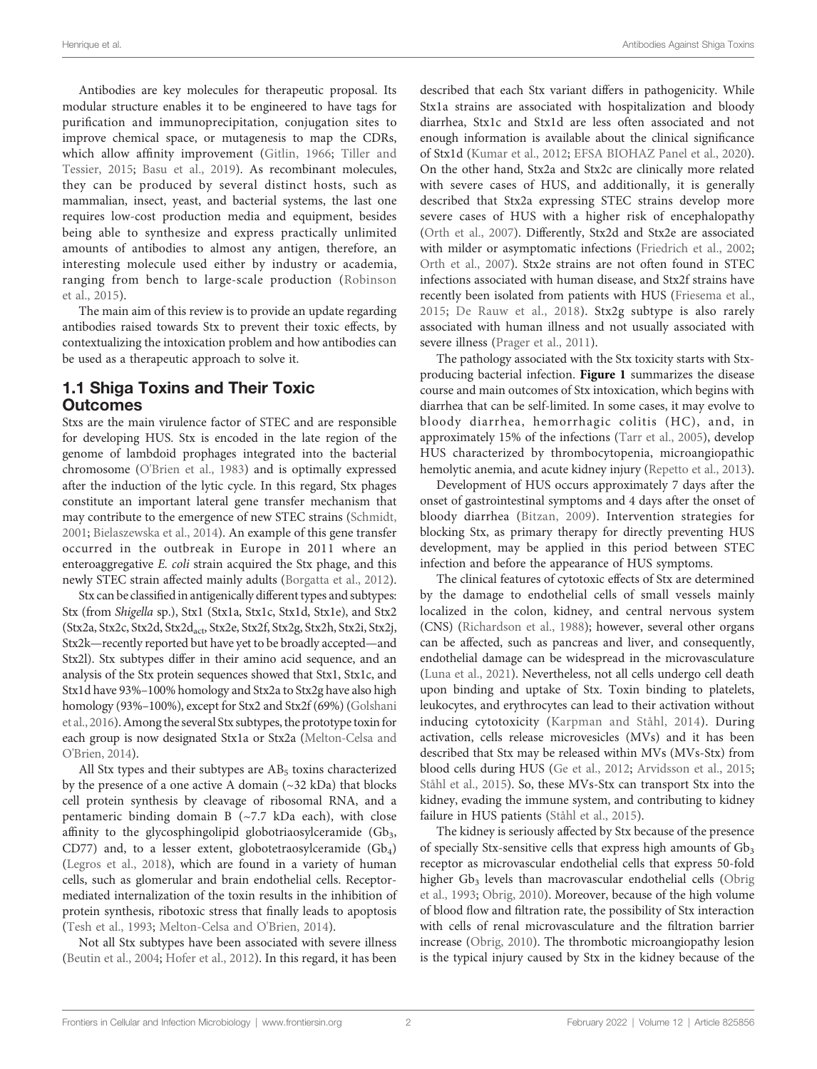Antibodies are key molecules for therapeutic proposal. Its modular structure enables it to be engineered to have tags for purification and immunoprecipitation, conjugation sites to improve chemical space, or mutagenesis to map the CDRs, which allow affinity improvement (Gitlin, 1966; Tiller and Tessier, 2015; Basu et al., 2019). As recombinant molecules, they can be produced by several distinct hosts, such as mammalian, insect, yeast, and bacterial systems, the last one requires low-cost production media and equipment, besides being able to synthesize and express practically unlimited amounts of antibodies to almost any antigen, therefore, an interesting molecule used either by industry or academia, ranging from bench to large-scale production (Robinson et al., 2015).

The main aim of this review is to provide an update regarding antibodies raised towards Stx to prevent their toxic effects, by contextualizing the intoxication problem and how antibodies can be used as a therapeutic approach to solve it.

## 1.1 Shiga Toxins and Their Toxic Outcomes

Stxs are the main virulence factor of STEC and are responsible for developing HUS. Stx is encoded in the late region of the genome of lambdoid prophages integrated into the bacterial chromosome (O'Brien et al., 1983) and is optimally expressed after the induction of the lytic cycle. In this regard, Stx phages constitute an important lateral gene transfer mechanism that may contribute to the emergence of new STEC strains (Schmidt, 2001; Bielaszewska et al., 2014). An example of this gene transfer occurred in the outbreak in Europe in 2011 where an enteroaggregative *E. coli* strain acquired the Stx phage, and this newly STEC strain affected mainly adults (Borgatta et al., 2012).

Stx can be classified in antigenically different types and subtypes: Stx (from *Shigella* sp.), Stx1 (Stx1a, Stx1c, Stx1d, Stx1e), and Stx2 (Stx2a, Stx2c, Stx2d, Stx2d$_{act}$, Stx2e, Stx2f, Stx2g, Stx2h, Stx2i, Stx2j, Stx2k—recently reported but have yet to be broadly accepted—and Stx2l). Stx subtypes differ in their amino acid sequence, and an analysis of the Stx protein sequences showed that Stx1, Stx1c, and Stx1d have 93%–100% homology and Stx2a to Stx2g have also high homology (93%–100%), except for Stx2 and Stx2f (69%) (Golshani et al., 2016). Among the several Stx subtypes, the prototype toxin for each group is now designated Stx1a or Stx2a (Melton-Celsa and O'Brien, 2014).

All Stx types and their subtypes are AB$_5$ toxins characterized by the presence of a one active A domain (~32 kDa) that blocks cell protein synthesis by cleavage of ribosomal RNA, and a pentameric binding domain B (~7.7 kDa each), with close affinity to the glycosphingolipid globotriaosylceramide (Gb$_3$, CD77) and, to a lesser extent, globotetraosylceramide (Gb$_4$) (Legros et al., 2018), which are found in a variety of human cells, such as glomerular and brain endothelial cells. Receptor-mediated internalization of the toxin results in the inhibition of protein synthesis, ribotoxic stress that finally leads to apoptosis (Tesh et al., 1993; Melton-Celsa and O'Brien, 2014).

Not all Stx subtypes have been associated with severe illness (Beutin et al., 2004; Hofer et al., 2012). In this regard, it has been described that each Stx variant differs in pathogenicity. While Stx1a strains are associated with hospitalization and bloody diarrhea, Stx1c and Stx1d are less often associated and not enough information is available about the clinical significance of Stx1d (Kumar et al., 2012; EFSA BIOHAZ Panel et al., 2020). On the other hand, Stx2a and Stx2c are clinically more related with severe cases of HUS, and additionally, it is generally described that Stx2a expressing STEC strains develop more severe cases of HUS with a higher risk of encephalopathy (Orth et al., 2007). Differently, Stx2d and Stx2e are associated with milder or asymptomatic infections (Friedrich et al., 2002; Orth et al., 2007). Stx2e strains are not often found in STEC infections associated with human disease, and Stx2f strains have recently been isolated from patients with HUS (Friesema et al., 2015; De Rauw et al., 2018). Stx2g subtype is also rarely associated with human illness and not usually associated with severe illness (Prager et al., 2011).

The pathology associated with the Stx toxicity starts with Stx-producing bacterial infection. **Figure 1** summarizes the disease course and main outcomes of Stx intoxication, which begins with diarrhea that can be self-limited. In some cases, it may evolve to bloody diarrhea, hemorrhagic colitis (HC), and, in approximately 15% of the infections (Tarr et al., 2005), develop HUS characterized by thrombocytopenia, microangiopathic hemolytic anemia, and acute kidney injury (Repetto et al., 2013).

Development of HUS occurs approximately 7 days after the onset of gastrointestinal symptoms and 4 days after the onset of bloody diarrhea (Bitzan, 2009). Intervention strategies for blocking Stx, as primary therapy for directly preventing HUS development, may be applied in this period between STEC infection and before the appearance of HUS symptoms.

The clinical features of cytotoxic effects of Stx are determined by the damage to endothelial cells of small vessels mainly localized in the colon, kidney, and central nervous system (CNS) (Richardson et al., 1988); however, several other organs can be affected, such as pancreas and liver, and consequently, endothelial damage can be widespread in the microvasculature (Luna et al., 2021). Nevertheless, not all cells undergo cell death upon binding and uptake of Stx. Toxin binding to platelets, leukocytes, and erythrocytes can lead to their activation without inducing cytotoxicity (Karpman and Ståhl, 2014). During activation, cells release microvesicles (MVs) and it has been described that Stx may be released within MVs (MVs-Stx) from blood cells during HUS (Ge et al., 2012; Arvidsson et al., 2015; Ståhl et al., 2015). So, these MVs-Stx can transport Stx into the kidney, evading the immune system, and contributing to kidney failure in HUS patients (Ståhl et al., 2015).

The kidney is seriously affected by Stx because of the presence of specially Stx-sensitive cells that express high amounts of Gb$_3$ receptor as microvascular endothelial cells that express 50-fold higher Gb$_3$ levels than macrovascular endothelial cells (Obrig et al., 1993; Obrig, 2010). Moreover, because of the high volume of blood flow and filtration rate, the possibility of Stx interaction with cells of renal microvasculature and the filtration barrier increase (Obrig, 2010). The thrombotic microangiopathy lesion is the typical injury caused by Stx in the kidney because of the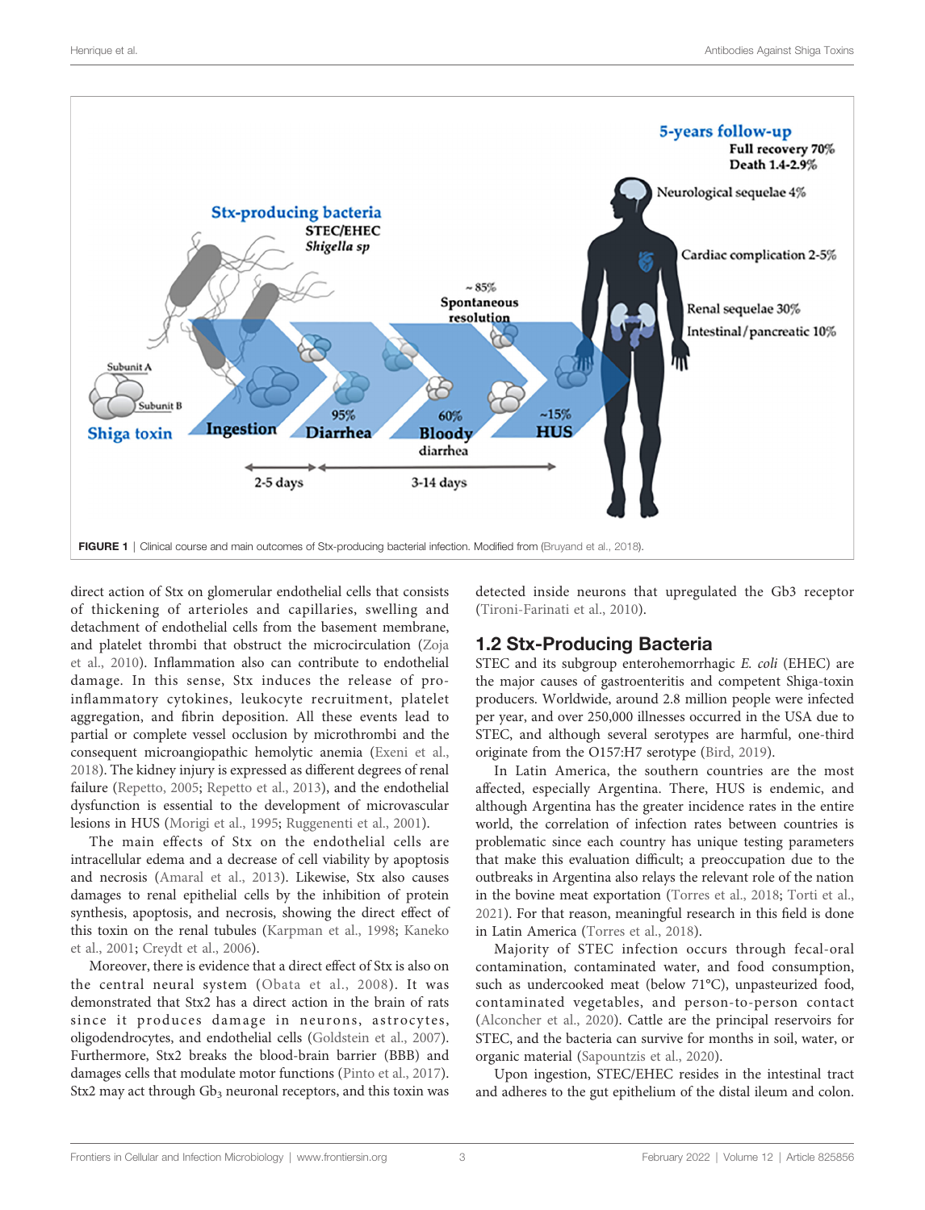FIGURE 1 | Clinical course and main outcomes of Stx-producing bacterial infection. Modified from (Bruyand et al., 2018).

direct action of Stx on glomerular endothelial cells that consists of thickening of arterioles and capillaries, swelling and detachment of endothelial cells from the basement membrane, and platelet thrombi that obstruct the microcirculation (Zoja et al., 2010). Inflammation also can contribute to endothelial damage. In this sense, Stx induces the release of pro-inflammatory cytokines, leukocyte recruitment, platelet aggregation, and fibrin deposition. All these events lead to partial or complete vessel occlusion by microthrombi and the consequent microangiopathic hemolytic anemia (Exeni et al., 2018). The kidney injury is expressed as different degrees of renal failure (Repetto, 2005; Repetto et al., 2013), and the endothelial dysfunction is essential to the development of microvascular lesions in HUS (Morigi et al., 1995; Ruggenenti et al., 2001).

The main effects of Stx on the endothelial cells are intracellular edema and a decrease of cell viability by apoptosis and necrosis (Amaral et al., 2013). Likewise, Stx also causes damages to renal epithelial cells by the inhibition of protein synthesis, apoptosis, and necrosis, showing the direct effect of this toxin on the renal tubules (Karpman et al., 1998; Kaneko et al., 2001; Creydt et al., 2006).

Moreover, there is evidence that a direct effect of Stx is also on the central neural system (Obata et al., 2008). It was demonstrated that Stx2 has a direct action in the brain of rats since it produces damage in neurons, astrocytes, oligodendrocytes, and endothelial cells (Goldstein et al., 2007). Furthermore, Stx2 breaks the blood-brain barrier (BBB) and damages cells that modulate motor functions (Pinto et al., 2017). Stx2 may act through $Gb_3$ neuronal receptors, and this toxin was detected inside neurons that upregulated the Gb3 receptor (Tironi-Farinati et al., 2010).

## 1.2 Stx-Producing Bacteria

STEC and its subgroup enterohemorrhagic *E. coli* (EHEC) are the major causes of gastroenteritis and competent Shiga-toxin producers. Worldwide, around 2.8 million people were infected per year, and over 250,000 illnesses occurred in the USA due to STEC, and although several serotypes are harmful, one-third originate from the O157:H7 serotype (Bird, 2019).

In Latin America, the southern countries are the most affected, especially Argentina. There, HUS is endemic, and although Argentina has the greater incidence rates in the entire world, the correlation of infection rates between countries is problematic since each country has unique testing parameters that make this evaluation difficult; a preoccupation due to the outbreaks in Argentina also relays the relevant role of the nation in the bovine meat exportation (Torres et al., 2018; Torti et al., 2021). For that reason, meaningful research in this field is done in Latin America (Torres et al., 2018).

Majority of STEC infection occurs through fecal-oral contamination, contaminated water, and food consumption, such as undercooked meat (below 71°C), unpasteurized food, contaminated vegetables, and person-to-person contact (Alconcher et al., 2020). Cattle are the principal reservoirs for STEC, and the bacteria can survive for months in soil, water, or organic material (Sapountzis et al., 2020).

Upon ingestion, STEC/EHEC resides in the intestinal tract and adheres to the gut epithelium of the distal ileum and colon.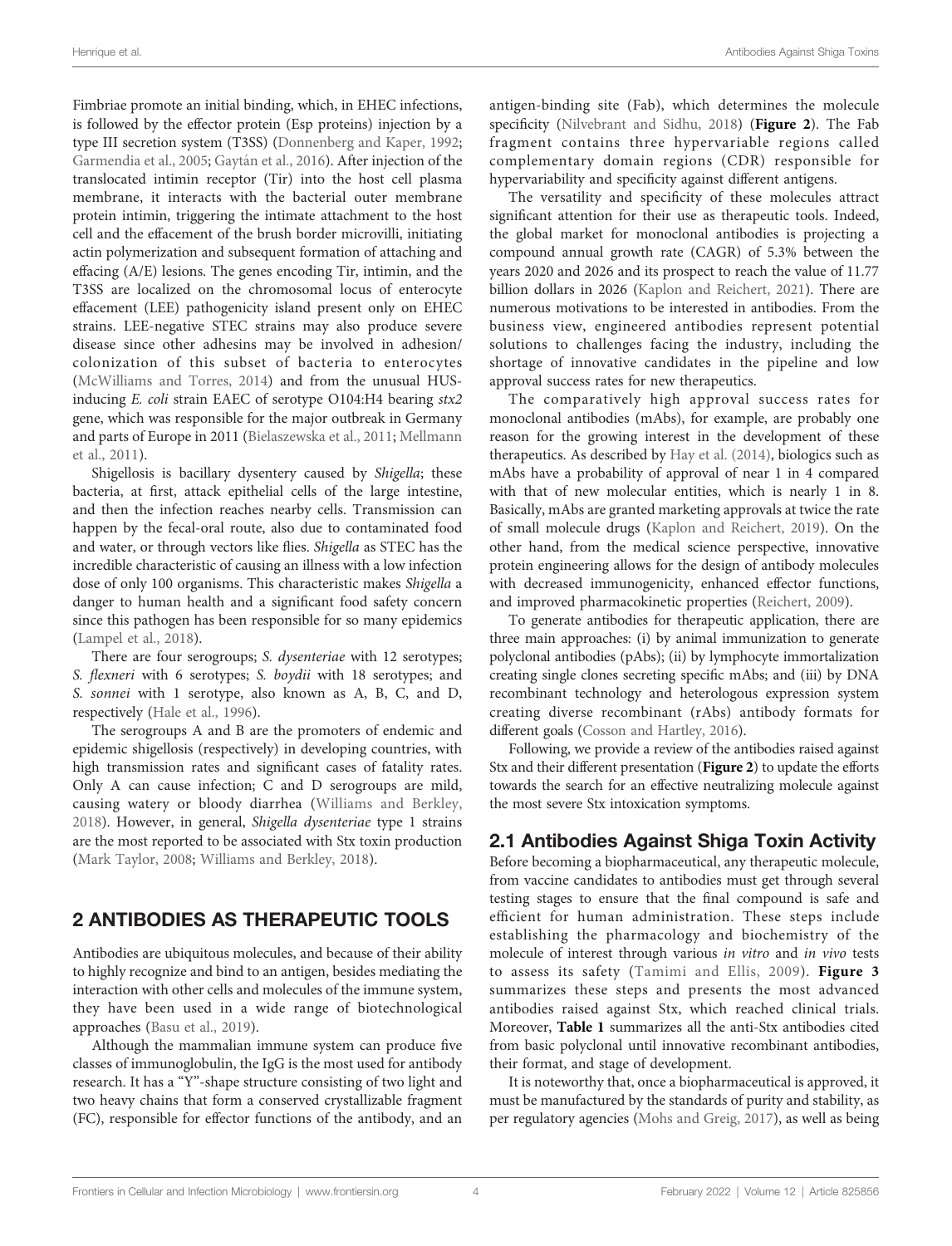Fimbriae promote an initial binding, which, in EHEC infections, is followed by the effector protein (Esp proteins) injection by a type III secretion system (T3SS) (Donnenberg and Kaper, 1992; Garmendia et al., 2005; Gaytán et al., 2016). After injection of the translocated intimin receptor (Tir) into the host cell plasma membrane, it interacts with the bacterial outer membrane protein intimin, triggering the intimate attachment to the host cell and the effacement of the brush border microvilli, initiating actin polymerization and subsequent formation of attaching and effacing (A/E) lesions. The genes encoding Tir, intimin, and the T3SS are localized on the chromosomal locus of enterocyte effacement (LEE) pathogenicity island present only on EHEC strains. LEE-negative STEC strains may also produce severe disease since other adhesins may be involved in adhesion/colonization of this subset of bacteria to enterocytes (McWilliams and Torres, 2014) and from the unusual HUS-inducing *E. coli* strain EAEC of serotype O104:H4 bearing *stx2* gene, which was responsible for the major outbreak in Germany and parts of Europe in 2011 (Bielaszewska et al., 2011; Mellmann et al., 2011).

Shigellosis is bacillary dysentery caused by *Shigella*; these bacteria, at first, attack epithelial cells of the large intestine, and then the infection reaches nearby cells. Transmission can happen by the fecal-oral route, also due to contaminated food and water, or through vectors like flies. *Shigella* as STEC has the incredible characteristic of causing an illness with a low infection dose of only 100 organisms. This characteristic makes *Shigella* a danger to human health and a significant food safety concern since this pathogen has been responsible for so many epidemics (Lampel et al., 2018).

There are four serogroups; *S. dysenteriae* with 12 serotypes; *S. flexneri* with 6 serotypes; *S. boydii* with 18 serotypes; and *S. sonnei* with 1 serotype, also known as A, B, C, and D, respectively (Hale et al., 1996).

The serogroups A and B are the promoters of endemic and epidemic shigellosis (respectively) in developing countries, with high transmission rates and significant cases of fatality rates. Only A can cause infection; C and D serogroups are mild, causing watery or bloody diarrhea (Williams and Berkley, 2018). However, in general, *Shigella dysenteriae* type 1 strains are the most reported to be associated with Stx toxin production (Mark Taylor, 2008; Williams and Berkley, 2018).

## 2 ANTIBODIES AS THERAPEUTIC TOOLS

Antibodies are ubiquitous molecules, and because of their ability to highly recognize and bind to an antigen, besides mediating the interaction with other cells and molecules of the immune system, they have been used in a wide range of biotechnological approaches (Basu et al., 2019).

Although the mammalian immune system can produce five classes of immunoglobulin, the IgG is the most used for antibody research. It has a "Y"-shape structure consisting of two light and two heavy chains that form a conserved crystallizable fragment (FC), responsible for effector functions of the antibody, and an antigen-binding site (Fab), which determines the molecule specificity (Nilvebrant and Sidhu, 2018) (**Figure 2**). The Fab fragment contains three hypervariable regions called complementary domain regions (CDR) responsible for hypervariability and specificity against different antigens.

The versatility and specificity of these molecules attract significant attention for their use as therapeutic tools. Indeed, the global market for monoclonal antibodies is projecting a compound annual growth rate (CAGR) of 5.3% between the years 2020 and 2026 and its prospect to reach the value of 11.77 billion dollars in 2026 (Kaplon and Reichert, 2021). There are numerous motivations to be interested in antibodies. From the business view, engineered antibodies represent potential solutions to challenges facing the industry, including the shortage of innovative candidates in the pipeline and low approval success rates for new therapeutics.

The comparatively high approval success rates for monoclonal antibodies (mAbs), for example, are probably one reason for the growing interest in the development of these therapeutics. As described by Hay et al. (2014), biologics such as mAbs have a probability of approval of near 1 in 4 compared with that of new molecular entities, which is nearly 1 in 8. Basically, mAbs are granted marketing approvals at twice the rate of small molecule drugs (Kaplon and Reichert, 2019). On the other hand, from the medical science perspective, innovative protein engineering allows for the design of antibody molecules with decreased immunogenicity, enhanced effector functions, and improved pharmacokinetic properties (Reichert, 2009).

To generate antibodies for therapeutic application, there are three main approaches: (i) by animal immunization to generate polyclonal antibodies (pAbs); (ii) by lymphocyte immortalization creating single clones secreting specific mAbs; and (iii) by DNA recombinant technology and heterologous expression system creating diverse recombinant (rAbs) antibody formats for different goals (Cosson and Hartley, 2016).

Following, we provide a review of the antibodies raised against Stx and their different presentation (**Figure 2**) to update the efforts towards the search for an effective neutralizing molecule against the most severe Stx intoxication symptoms.

### 2.1 Antibodies Against Shiga Toxin Activity

Before becoming a biopharmaceutical, any therapeutic molecule, from vaccine candidates to antibodies must get through several testing stages to ensure that the final compound is safe and efficient for human administration. These steps include establishing the pharmacology and biochemistry of the molecule of interest through various *in vitro* and *in vivo* tests to assess its safety (Tamimi and Ellis, 2009). **Figure 3** summarizes these steps and presents the most advanced antibodies raised against Stx, which reached clinical trials. Moreover, **Table 1** summarizes all the anti-Stx antibodies cited from basic polyclonal until innovative recombinant antibodies, their format, and stage of development.

It is noteworthy that, once a biopharmaceutical is approved, it must be manufactured by the standards of purity and stability, as per regulatory agencies (Mohs and Greig, 2017), as well as being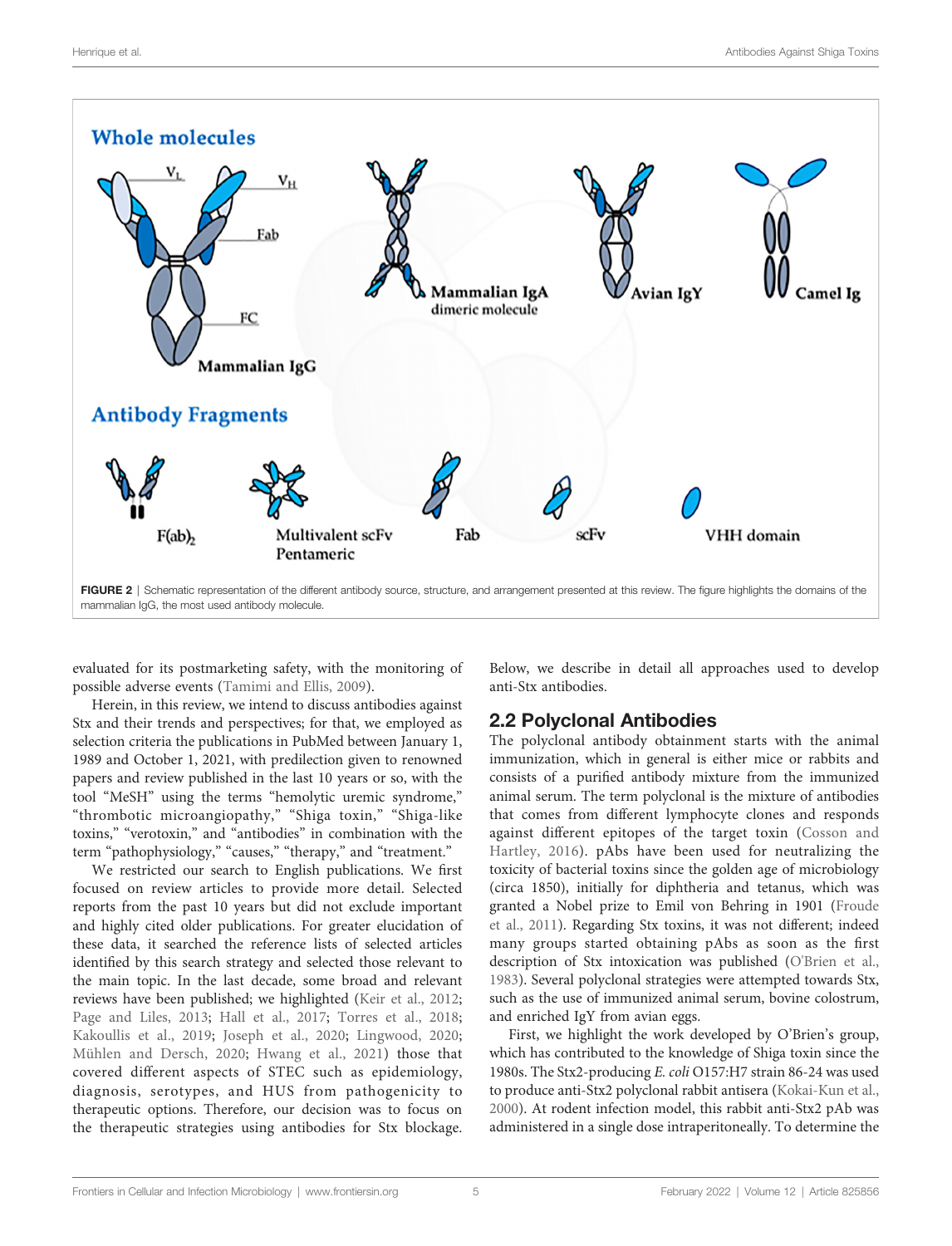FIGURE 2 | Schematic representation of the different antibody source, structure, and arrangement presented at this review. The figure highlights the domains of the mammalian IgG, the most used antibody molecule.

evaluated for its postmarketing safety, with the monitoring of possible adverse events (Tamimi and Ellis, 2009).

Herein, in this review, we intend to discuss antibodies against Stx and their trends and perspectives; for that, we employed as selection criteria the publications in PubMed between January 1, 1989 and October 1, 2021, with predilection given to renowned papers and review published in the last 10 years or so, with the tool "MeSH" using the terms "hemolytic uremic syndrome," "thrombotic microangiopathy," "Shiga toxin," "Shiga-like toxins," "verotoxin," and "antibodies" in combination with the term "pathophysiology," "causes," "therapy," and "treatment."

We restricted our search to English publications. We first focused on review articles to provide more detail. Selected reports from the past 10 years but did not exclude important and highly cited older publications. For greater elucidation of these data, it searched the reference lists of selected articles identified by this search strategy and selected those relevant to the main topic. In the last decade, some broad and relevant reviews have been published; we highlighted (Keir et al., 2012; Page and Liles, 2013; Hall et al., 2017; Torres et al., 2018; Kakoullis et al., 2019; Joseph et al., 2020; Lingwood, 2020; Mühlen and Dersch, 2020; Hwang et al., 2021) those that covered different aspects of STEC such as epidemiology, diagnosis, serotypes, and HUS from pathogenicity to therapeutic options. Therefore, our decision was to focus on the therapeutic strategies using antibodies for Stx blockage. Below, we describe in detail all approaches used to develop anti-Stx antibodies.

## 2.2 Polyclonal Antibodies

The polyclonal antibody obtainment starts with the animal immunization, which in general is either mice or rabbits and consists of a purified antibody mixture from the immunized animal serum. The term polyclonal is the mixture of antibodies that comes from different lymphocyte clones and responds against different epitopes of the target toxin (Cosson and Hartley, 2016). pAbs have been used for neutralizing the toxicity of bacterial toxins since the golden age of microbiology (circa 1850), initially for diphtheria and tetanus, which was granted a Nobel prize to Emil von Behring in 1901 (Froude et al., 2011). Regarding Stx toxins, it was not different; indeed many groups started obtaining pAbs as soon as the first description of Stx intoxication was published (O'Brien et al., 1983). Several polyclonal strategies were attempted towards Stx, such as the use of immunized animal serum, bovine colostrum, and enriched IgY from avian eggs.

First, we highlight the work developed by O'Brien's group, which has contributed to the knowledge of Shiga toxin since the 1980s. The Stx2-producing *E. coli* O157:H7 strain 86-24 was used to produce anti-Stx2 polyclonal rabbit antisera (Kokai-Kun et al., 2000). At rodent infection model, this rabbit anti-Stx2 pAb was administered in a single dose intraperitoneally. To determine the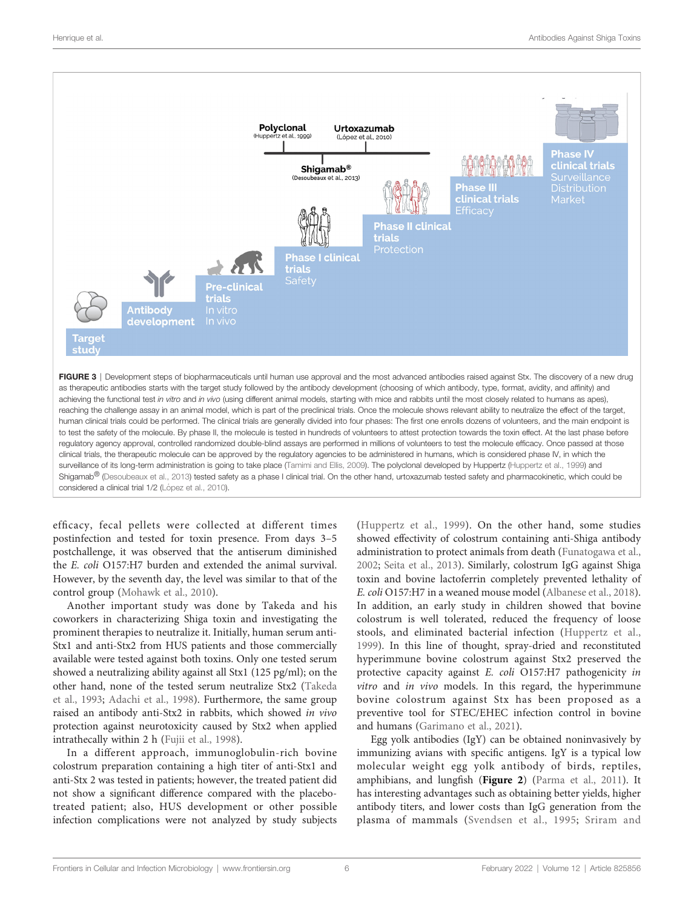FIGURE 3 | Development steps of biopharmaceuticals until human use approval and the most advanced antibodies raised against Stx. The discovery of a new drug as therapeutic antibodies starts with the target study followed by the antibody development (choosing of which antibody, type, format, avidity, and affinity) and achieving the functional test *in vitro* and *in vivo* (using different animal models, starting with mice and rabbits until the most closely related to humans as apes), reaching the challenge assay in an animal model, which is part of the preclinical trials. Once the molecule shows relevant ability to neutralize the effect of the target, human clinical trials could be performed. The clinical trials are generally divided into four phases: The first one enrolls dozens of volunteers, and the main endpoint is to test the safety of the molecule. By phase II, the molecule is tested in hundreds of volunteers to attest protection towards the toxin effect. At the last phase before regulatory agency approval, controlled randomized double-blind assays are performed in millions of volunteers to test the molecule efficacy. Once passed at those clinical trials, the therapeutic molecule can be approved by the regulatory agencies to be administered in humans, which is considered phase IV, in which the surveillance of its long-term administration is going to take place (Tamimi and Ellis, 2009). The polyclonal developed by Huppertz (Huppertz et al., 1999) and Shigamab® (Desoubeaux et al., 2013) tested safety as a phase I clinical trial. On the other hand, urtoxazumab tested safety and pharmacokinetic, which could be considered a clinical trial 1/2 (López et al., 2010).

efficacy, fecal pellets were collected at different times postinfection and tested for toxin presence. From days 3–5 postchallenge, it was observed that the antiserum diminished the *E. coli* O157:H7 burden and extended the animal survival. However, by the seventh day, the level was similar to that of the control group (Mohawk et al., 2010).

Another important study was done by Takeda and his coworkers in characterizing Shiga toxin and investigating the prominent therapies to neutralize it. Initially, human serum anti-Stx1 and anti-Stx2 from HUS patients and those commercially available were tested against both toxins. Only one tested serum showed a neutralizing ability against all Stx1 (125 pg/ml); on the other hand, none of the tested serum neutralize Stx2 (Takeda et al., 1993; Adachi et al., 1998). Furthermore, the same group raised an antibody anti-Stx2 in rabbits, which showed *in vivo* protection against neurotoxicity caused by Stx2 when applied intrathecally within 2 h (Fujii et al., 1998).

In a different approach, immunoglobulin-rich bovine colostrum preparation containing a high titer of anti-Stx1 and anti-Stx 2 was tested in patients; however, the treated patient did not show a significant difference compared with the placebo-treated patient; also, HUS development or other possible infection complications were not analyzed by study subjects (Huppertz et al., 1999). On the other hand, some studies showed effectivity of colostrum containing anti-Shiga antibody administration to protect animals from death (Funatogawa et al., 2002; Seita et al., 2013). Similarly, colostrum IgG against Shiga toxin and bovine lactoferrin completely prevented lethality of *E. coli* O157:H7 in a weaned mouse model (Albanese et al., 2018). In addition, an early study in children showed that bovine colostrum is well tolerated, reduced the frequency of loose stools, and eliminated bacterial infection (Huppertz et al., 1999). In this line of thought, spray-dried and reconstituted hyperimmune bovine colostrum against Stx2 preserved the protective capacity against *E. coli* O157:H7 pathogenicity *in vitro* and *in vivo* models. In this regard, the hyperimmune bovine colostrum against Stx has been proposed as a preventive tool for STEC/EHEC infection control in bovine and humans (Garimano et al., 2021).

Egg yolk antibodies (IgY) can be obtained noninvasively by immunizing avians with specific antigens. IgY is a typical low molecular weight egg yolk antibody of birds, reptiles, amphibians, and lungfish (**Figure 2**) (Parma et al., 2011). It has interesting advantages such as obtaining better yields, higher antibody titers, and lower costs than IgG generation from the plasma of mammals (Svendsen et al., 1995; Sriram and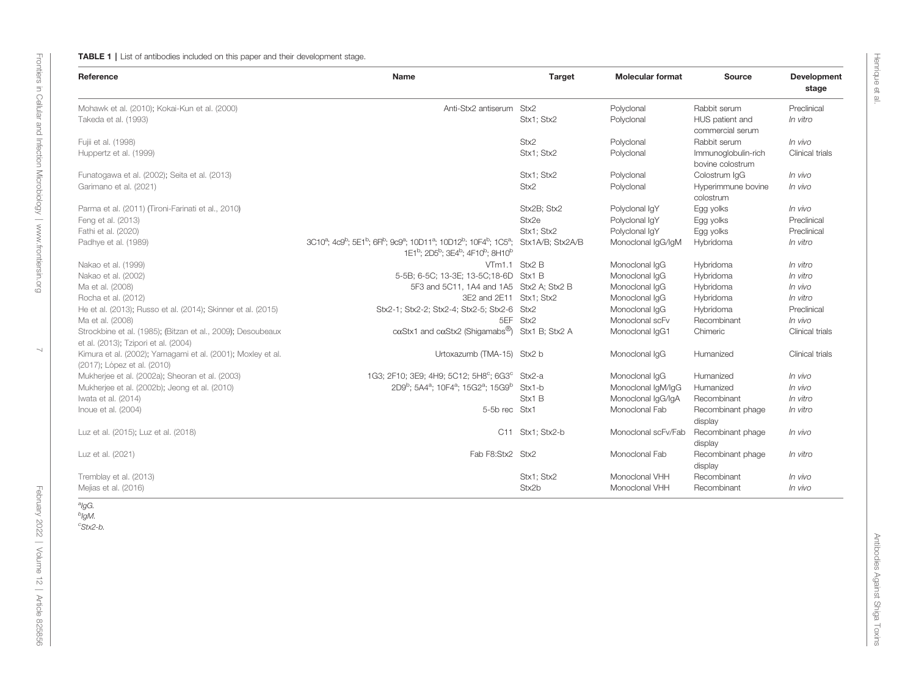**TABLE 1** | List of antibodies included on this paper and their development stage.

| Reference | Name | Target | Molecular format | Source | Development stage |
|---|---|---|---|---|---|
| Mohawk et al. (2010); Kokai-Kun et al. (2000) | Anti-Stx2 antiserum | Stx2 | Polyclonal | Rabbit serum | Preclinical |
| Takeda et al. (1993) | | Stx1; Stx2 | Polyclonal | HUS patient and commercial serum | *In vitro* |
| Fujii et al. (1998) | | Stx2 | Polyclonal | Rabbit serum | *In vivo* |
| Huppertz et al. (1999) | | Stx1; Stx2 | Polyclonal | Immunoglobulin-rich bovine colostrum | Clinical trials |
| Funatogawa et al. (2002); Seita et al. (2013) | | Stx1; Stx2 | Polyclonal | Colostrum IgG | *In vivo* |
| Garimano et al. (2021) | | Stx2 | Polyclonal | Hyperimmune bovine colostrum | *In vivo* |
| Parma et al. (2011) (Tironi-Farinati et al., 2010) | | Stx2B; Stx2 | Polyclonal IgY | Egg yolks | *In vivo* |
| Feng et al. (2013) | | Stx2e | Polyclonal IgY | Egg yolks | Preclinical |
| Fathi et al. (2020) | | Stx1; Stx2 | Polyclonal IgY | Egg yolks | Preclinical |
| Padhye et al. (1989) | 3C10[a]; 4c9[b]; 5E1[b]; 6Fl[b]; 9c9[a]; 10D11[a]; 10D12[b]; 10F4[b]; 1C5[a]; 1E1[b]; 2D5[b]; 3E4[b]; 4F10[b]; 8H10[b] | Stx1A/B; Stx2A/B | Monoclonal IgG/IgM | Hybridoma | *In vitro* |
| Nakao et al. (1999) | VTm1.1 | Stx2 B | Monoclonal IgG | Hybridoma | *In vitro* |
| Nakao et al. (2002) | 5-5B; 6-5C; 13-3E; 13-5C;18-6D | Stx1 B | Monoclonal IgG | Hybridoma | *In vitro* |
| Ma et al. (2008) | 5F3 and 5C11, 1A4 and 1A5 | Stx2 A; Stx2 B | Monoclonal IgG | Hybridoma | *In vivo* |
| Rocha et al. (2012) | 3E2 and 2E11 | Stx1; Stx2 | Monoclonal IgG | Hybridoma | *In vitro* |
| He et al. (2013); Russo et al. (2014); Skinner et al. (2015) | Stx2-1; Stx2-2; Stx2-4; Stx2-5; Stx2-6 | Stx2 | Monoclonal IgG | Hybridoma | Preclinical |
| Ma et al. (2008) | 5EF | Stx2 | Monoclonal scFv | Recombinant | *In vivo* |
| Strockbine et al. (1985); (Bitzan et al., 2009); Desoubeaux et al. (2013); Tzipori et al. (2004) | cαStx1 and cαStx2 (Shigamabs®) | Stx1 B; Stx2 A | Monoclonal IgG1 | Chimeric | Clinical trials |
| Kimura et al. (2002); Yamagami et al. (2001); Moxley et al. (2017); López et al. (2010) | Urtoxazumb (TMA-15) | Stx2 b | Monoclonal IgG | Humanized | Clinical trials |
| Mukherjee et al. (2002a); Sheoran et al. (2003) | 1G3; 2F10; 3E9; 4H9; 5C12; 5H8[c]; 6G3[c] | Stx2-a | Monoclonal IgG | Humanized | *In vivo* |
| Mukherjee et al. (2002b); Jeong et al. (2010) | 2D9[b]; 5A4[a]; 10F4[a]; 15G2[a]; 15G9[b] | Stx1-b | Monoclonal IgM/IgG | Humanized | *In vivo* |
| Iwata et al. (2014) | | Stx1 B | Monoclonal IgG/IgA | Recombinant | *In vitro* |
| Inoue et al. (2004) | 5-5b rec | Stx1 | Monoclonal Fab | Recombinant phage display | *In vitro* |
| Luz et al. (2015); Luz et al. (2018) | C11 | Stx1; Stx2-b | Monoclonal scFv/Fab | Recombinant phage display | *In vivo* |
| Luz et al. (2021) | Fab F8:Stx2 | Stx2 | Monoclonal Fab | Recombinant phage display | *In vitro* |
| Tremblay et al. (2013) | | Stx1; Stx2 | Monoclonal VHH | Recombinant | *In vivo* |
| Mejias et al. (2016) | | Stx2b | Monoclonal VHH | Recombinant | *In vivo* |

[a]*IgG.*
[b]*IgM.*
[c]*Stx2-b.*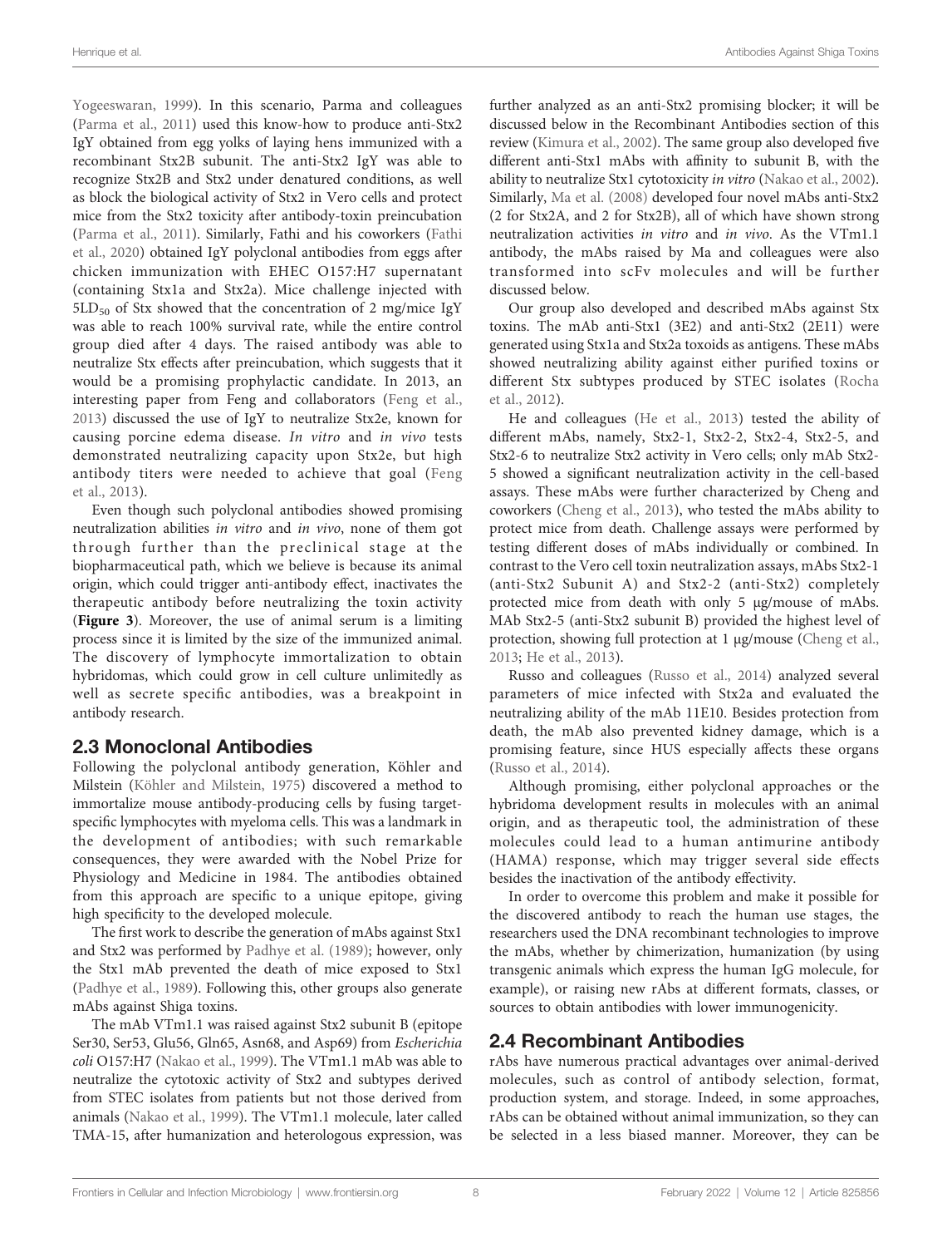Yogeeswaran, 1999). In this scenario, Parma and colleagues (Parma et al., 2011) used this know-how to produce anti-Stx2 IgY obtained from egg yolks of laying hens immunized with a recombinant Stx2B subunit. The anti-Stx2 IgY was able to recognize Stx2B and Stx2 under denatured conditions, as well as block the biological activity of Stx2 in Vero cells and protect mice from the Stx2 toxicity after antibody-toxin preincubation (Parma et al., 2011). Similarly, Fathi and his coworkers (Fathi et al., 2020) obtained IgY polyclonal antibodies from eggs after chicken immunization with EHEC O157:H7 supernatant (containing Stx1a and Stx2a). Mice challenge injected with $5LD_{50}$ of Stx showed that the concentration of 2 mg/mice IgY was able to reach 100% survival rate, while the entire control group died after 4 days. The raised antibody was able to neutralize Stx effects after preincubation, which suggests that it would be a promising prophylactic candidate. In 2013, an interesting paper from Feng and collaborators (Feng et al., 2013) discussed the use of IgY to neutralize Stx2e, known for causing porcine edema disease. *In vitro* and *in vivo* tests demonstrated neutralizing capacity upon Stx2e, but high antibody titers were needed to achieve that goal (Feng et al., 2013).

Even though such polyclonal antibodies showed promising neutralization abilities *in vitro* and *in vivo*, none of them got through further than the preclinical stage at the biopharmaceutical path, which we believe is because its animal origin, which could trigger anti-antibody effect, inactivates the therapeutic antibody before neutralizing the toxin activity (**Figure 3**). Moreover, the use of animal serum is a limiting process since it is limited by the size of the immunized animal. The discovery of lymphocyte immortalization to obtain hybridomas, which could grow in cell culture unlimitedly as well as secrete specific antibodies, was a breakpoint in antibody research.

## 2.3 Monoclonal Antibodies

Following the polyclonal antibody generation, Köhler and Milstein (Köhler and Milstein, 1975) discovered a method to immortalize mouse antibody-producing cells by fusing target-specific lymphocytes with myeloma cells. This was a landmark in the development of antibodies; with such remarkable consequences, they were awarded with the Nobel Prize for Physiology and Medicine in 1984. The antibodies obtained from this approach are specific to a unique epitope, giving high specificity to the developed molecule.

The first work to describe the generation of mAbs against Stx1 and Stx2 was performed by Padhye et al. (1989); however, only the Stx1 mAb prevented the death of mice exposed to Stx1 (Padhye et al., 1989). Following this, other groups also generate mAbs against Shiga toxins.

The mAb VTm1.1 was raised against Stx2 subunit B (epitope Ser30, Ser53, Glu56, Gln65, Asn68, and Asp69) from *Escherichia coli* O157:H7 (Nakao et al., 1999). The VTm1.1 mAb was able to neutralize the cytotoxic activity of Stx2 and subtypes derived from STEC isolates from patients but not those derived from animals (Nakao et al., 1999). The VTm1.1 molecule, later called TMA-15, after humanization and heterologous expression, was further analyzed as an anti-Stx2 promising blocker; it will be discussed below in the Recombinant Antibodies section of this review (Kimura et al., 2002). The same group also developed five different anti-Stx1 mAbs with affinity to subunit B, with the ability to neutralize Stx1 cytotoxicity *in vitro* (Nakao et al., 2002). Similarly, Ma et al. (2008) developed four novel mAbs anti-Stx2 (2 for Stx2A, and 2 for Stx2B), all of which have shown strong neutralization activities *in vitro* and *in vivo*. As the VTm1.1 antibody, the mAbs raised by Ma and colleagues were also transformed into scFv molecules and will be further discussed below.

Our group also developed and described mAbs against Stx toxins. The mAb anti-Stx1 (3E2) and anti-Stx2 (2E11) were generated using Stx1a and Stx2a toxoids as antigens. These mAbs showed neutralizing ability against either purified toxins or different Stx subtypes produced by STEC isolates (Rocha et al., 2012).

He and colleagues (He et al., 2013) tested the ability of different mAbs, namely, Stx2-1, Stx2-2, Stx2-4, Stx2-5, and Stx2-6 to neutralize Stx2 activity in Vero cells; only mAb Stx2-5 showed a significant neutralization activity in the cell-based assays. These mAbs were further characterized by Cheng and coworkers (Cheng et al., 2013), who tested the mAbs ability to protect mice from death. Challenge assays were performed by testing different doses of mAbs individually or combined. In contrast to the Vero cell toxin neutralization assays, mAbs Stx2-1 (anti-Stx2 Subunit A) and Stx2-2 (anti-Stx2) completely protected mice from death with only 5 µg/mouse of mAbs. MAb Stx2-5 (anti-Stx2 subunit B) provided the highest level of protection, showing full protection at 1 µg/mouse (Cheng et al., 2013; He et al., 2013).

Russo and colleagues (Russo et al., 2014) analyzed several parameters of mice infected with Stx2a and evaluated the neutralizing ability of the mAb 11E10. Besides protection from death, the mAb also prevented kidney damage, which is a promising feature, since HUS especially affects these organs (Russo et al., 2014).

Although promising, either polyclonal approaches or the hybridoma development results in molecules with an animal origin, and as therapeutic tool, the administration of these molecules could lead to a human antimurine antibody (HAMA) response, which may trigger several side effects besides the inactivation of the antibody effectivity.

In order to overcome this problem and make it possible for the discovered antibody to reach the human use stages, the researchers used the DNA recombinant technologies to improve the mAbs, whether by chimerization, humanization (by using transgenic animals which express the human IgG molecule, for example), or raising new rAbs at different formats, classes, or sources to obtain antibodies with lower immunogenicity.

## 2.4 Recombinant Antibodies

rAbs have numerous practical advantages over animal-derived molecules, such as control of antibody selection, format, production system, and storage. Indeed, in some approaches, rAbs can be obtained without animal immunization, so they can be selected in a less biased manner. Moreover, they can be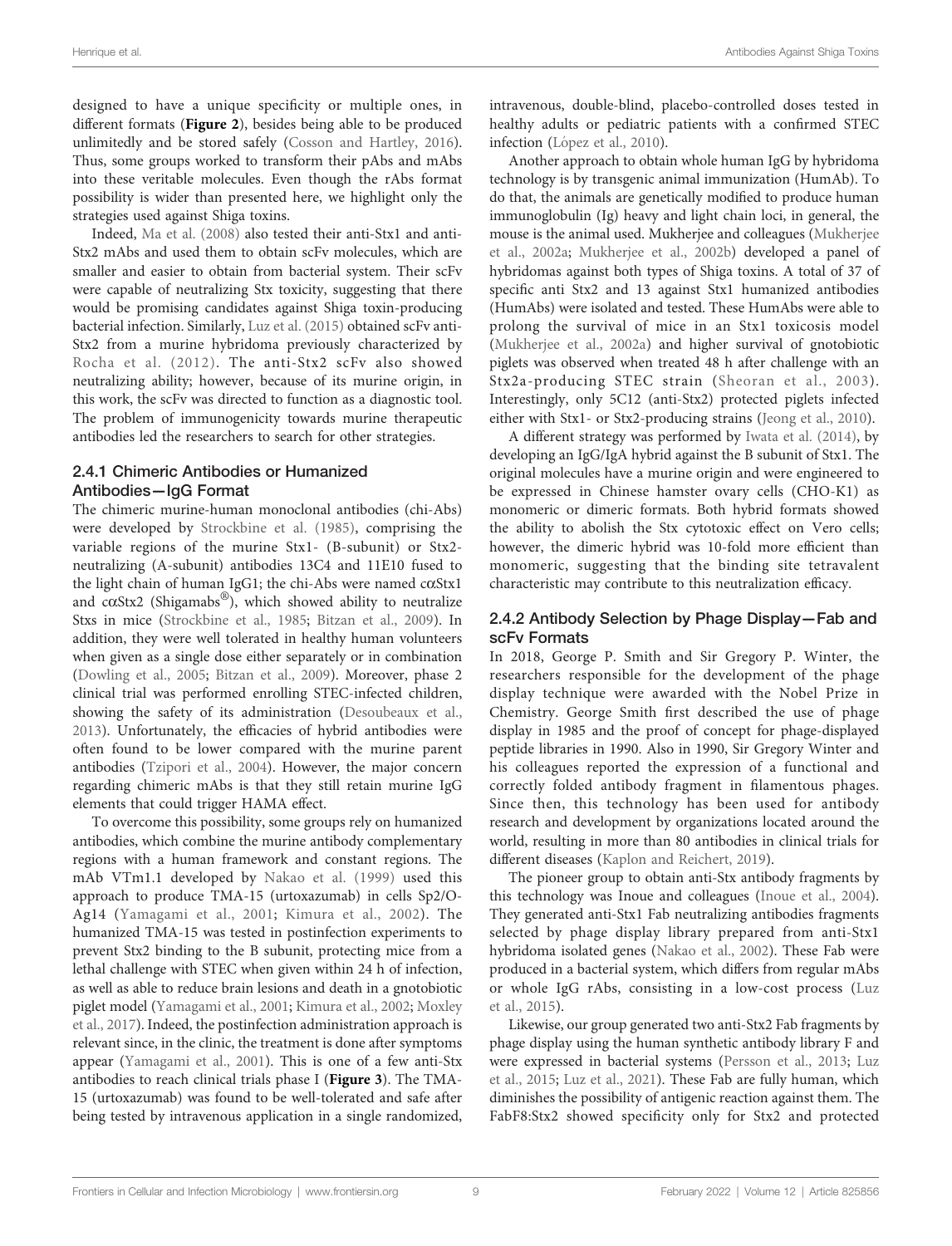designed to have a unique specificity or multiple ones, in different formats (**Figure 2**), besides being able to be produced unlimitedly and be stored safely (Cosson and Hartley, 2016). Thus, some groups worked to transform their pAbs and mAbs into these veritable molecules. Even though the rAbs format possibility is wider than presented here, we highlight only the strategies used against Shiga toxins.

Indeed, Ma et al. (2008) also tested their anti-Stx1 and anti-Stx2 mAbs and used them to obtain scFv molecules, which are smaller and easier to obtain from bacterial system. Their scFv were capable of neutralizing Stx toxicity, suggesting that there would be promising candidates against Shiga toxin-producing bacterial infection. Similarly, Luz et al. (2015) obtained scFv anti-Stx2 from a murine hybridoma previously characterized by Rocha et al. (2012). The anti-Stx2 scFv also showed neutralizing ability; however, because of its murine origin, in this work, the scFv was directed to function as a diagnostic tool. The problem of immunogenicity towards murine therapeutic antibodies led the researchers to search for other strategies.

### 2.4.1 Chimeric Antibodies or Humanized Antibodies—IgG Format

The chimeric murine-human monoclonal antibodies (chi-Abs) were developed by Strockbine et al. (1985), comprising the variable regions of the murine Stx1- (B-subunit) or Stx2-neutralizing (A-subunit) antibodies 13C4 and 11E10 fused to the light chain of human IgG1; the chi-Abs were named cαStx1 and cαStx2 (Shigamabs®), which showed ability to neutralize Stxs in mice (Strockbine et al., 1985; Bitzan et al., 2009). In addition, they were well tolerated in healthy human volunteers when given as a single dose either separately or in combination (Dowling et al., 2005; Bitzan et al., 2009). Moreover, phase 2 clinical trial was performed enrolling STEC-infected children, showing the safety of its administration (Desoubeaux et al., 2013). Unfortunately, the efficacies of hybrid antibodies were often found to be lower compared with the murine parent antibodies (Tzipori et al., 2004). However, the major concern regarding chimeric mAbs is that they still retain murine IgG elements that could trigger HAMA effect.

To overcome this possibility, some groups rely on humanized antibodies, which combine the murine antibody complementary regions with a human framework and constant regions. The mAb VTm1.1 developed by Nakao et al. (1999) used this approach to produce TMA-15 (urtoxazumab) in cells Sp2/O-Ag14 (Yamagami et al., 2001; Kimura et al., 2002). The humanized TMA-15 was tested in postinfection experiments to prevent Stx2 binding to the B subunit, protecting mice from a lethal challenge with STEC when given within 24 h of infection, as well as able to reduce brain lesions and death in a gnotobiotic piglet model (Yamagami et al., 2001; Kimura et al., 2002; Moxley et al., 2017). Indeed, the postinfection administration approach is relevant since, in the clinic, the treatment is done after symptoms appear (Yamagami et al., 2001). This is one of a few anti-Stx antibodies to reach clinical trials phase I (**Figure 3**). The TMA-15 (urtoxazumab) was found to be well-tolerated and safe after being tested by intravenous application in a single randomized, intravenous, double-blind, placebo-controlled doses tested in healthy adults or pediatric patients with a confirmed STEC infection (López et al., 2010).

Another approach to obtain whole human IgG by hybridoma technology is by transgenic animal immunization (HumAb). To do that, the animals are genetically modified to produce human immunoglobulin (Ig) heavy and light chain loci, in general, the mouse is the animal used. Mukherjee and colleagues (Mukherjee et al., 2002a; Mukherjee et al., 2002b) developed a panel of hybridomas against both types of Shiga toxins. A total of 37 of specific anti Stx2 and 13 against Stx1 humanized antibodies (HumAbs) were isolated and tested. These HumAbs were able to prolong the survival of mice in an Stx1 toxicosis model (Mukherjee et al., 2002a) and higher survival of gnotobiotic piglets was observed when treated 48 h after challenge with an Stx2a-producing STEC strain (Sheoran et al., 2003). Interestingly, only 5C12 (anti-Stx2) protected piglets infected either with Stx1- or Stx2-producing strains (Jeong et al., 2010).

A different strategy was performed by Iwata et al. (2014), by developing an IgG/IgA hybrid against the B subunit of Stx1. The original molecules have a murine origin and were engineered to be expressed in Chinese hamster ovary cells (CHO-K1) as monomeric or dimeric formats. Both hybrid formats showed the ability to abolish the Stx cytotoxic effect on Vero cells; however, the dimeric hybrid was 10-fold more efficient than monomeric, suggesting that the binding site tetravalent characteristic may contribute to this neutralization efficacy.

### 2.4.2 Antibody Selection by Phage Display—Fab and scFv Formats

In 2018, George P. Smith and Sir Gregory P. Winter, the researchers responsible for the development of the phage display technique were awarded with the Nobel Prize in Chemistry. George Smith first described the use of phage display in 1985 and the proof of concept for phage-displayed peptide libraries in 1990. Also in 1990, Sir Gregory Winter and his colleagues reported the expression of a functional and correctly folded antibody fragment in filamentous phages. Since then, this technology has been used for antibody research and development by organizations located around the world, resulting in more than 80 antibodies in clinical trials for different diseases (Kaplon and Reichert, 2019).

The pioneer group to obtain anti-Stx antibody fragments by this technology was Inoue and colleagues (Inoue et al., 2004). They generated anti-Stx1 Fab neutralizing antibodies fragments selected by phage display library prepared from anti-Stx1 hybridoma isolated genes (Nakao et al., 2002). These Fab were produced in a bacterial system, which differs from regular mAbs or whole IgG rAbs, consisting in a low-cost process (Luz et al., 2015).

Likewise, our group generated two anti-Stx2 Fab fragments by phage display using the human synthetic antibody library F and were expressed in bacterial systems (Persson et al., 2013; Luz et al., 2015; Luz et al., 2021). These Fab are fully human, which diminishes the possibility of antigenic reaction against them. The FabF8:Stx2 showed specificity only for Stx2 and protected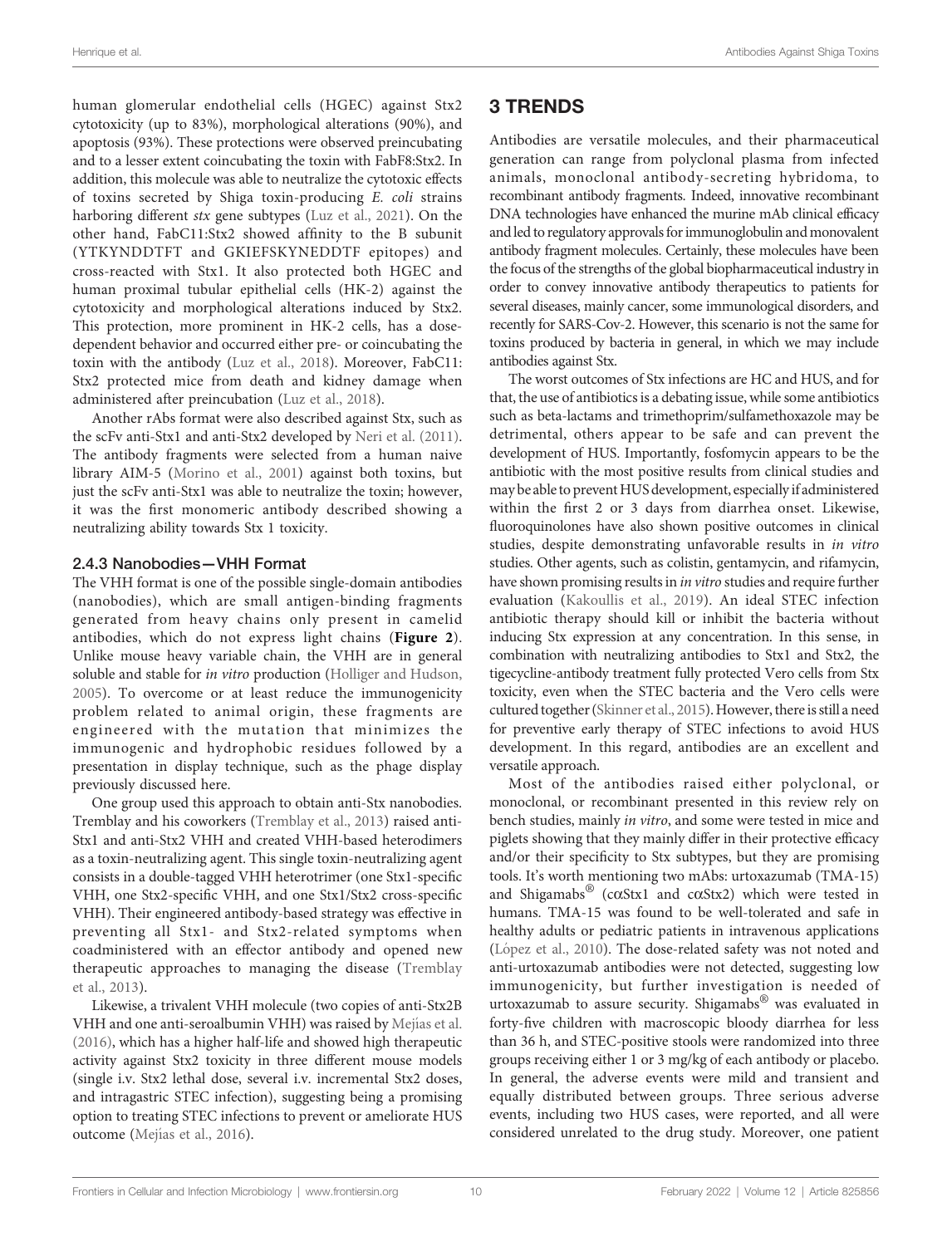human glomerular endothelial cells (HGEC) against Stx2 cytotoxicity (up to 83%), morphological alterations (90%), and apoptosis (93%). These protections were observed preincubating and to a lesser extent coincubating the toxin with FabF8:Stx2. In addition, this molecule was able to neutralize the cytotoxic effects of toxins secreted by Shiga toxin-producing *E. coli* strains harboring different *stx* gene subtypes (Luz et al., 2021). On the other hand, FabC11:Stx2 showed affinity to the B subunit (YTKYNDDTFT and GKIEFSKYNEDDTF epitopes) and cross-reacted with Stx1. It also protected both HGEC and human proximal tubular epithelial cells (HK-2) against the cytotoxicity and morphological alterations induced by Stx2. This protection, more prominent in HK-2 cells, has a dose-dependent behavior and occurred either pre- or coincubating the toxin with the antibody (Luz et al., 2018). Moreover, FabC11: Stx2 protected mice from death and kidney damage when administered after preincubation (Luz et al., 2018).

Another rAbs format were also described against Stx, such as the scFv anti-Stx1 and anti-Stx2 developed by Neri et al. (2011). The antibody fragments were selected from a human naive library AIM-5 (Morino et al., 2001) against both toxins, but just the scFv anti-Stx1 was able to neutralize the toxin; however, it was the first monomeric antibody described showing a neutralizing ability towards Stx 1 toxicity.

### 2.4.3 Nanobodies—VHH Format

The VHH format is one of the possible single-domain antibodies (nanobodies), which are small antigen-binding fragments generated from heavy chains only present in camelid antibodies, which do not express light chains (**Figure 2**). Unlike mouse heavy variable chain, the VHH are in general soluble and stable for *in vitro* production (Holliger and Hudson, 2005). To overcome or at least reduce the immunogenicity problem related to animal origin, these fragments are engineered with the mutation that minimizes the immunogenic and hydrophobic residues followed by a presentation in display technique, such as the phage display previously discussed here.

One group used this approach to obtain anti-Stx nanobodies. Tremblay and his coworkers (Tremblay et al., 2013) raised anti-Stx1 and anti-Stx2 VHH and created VHH-based heterodimers as a toxin-neutralizing agent. This single toxin-neutralizing agent consists in a double-tagged VHH heterotrimer (one Stx1-specific VHH, one Stx2-specific VHH, and one Stx1/Stx2 cross-specific VHH). Their engineered antibody-based strategy was effective in preventing all Stx1- and Stx2-related symptoms when coadministered with an effector antibody and opened new therapeutic approaches to managing the disease (Tremblay et al., 2013).

Likewise, a trivalent VHH molecule (two copies of anti-Stx2B VHH and one anti-seroalbumin VHH) was raised by Mejías et al. (2016), which has a higher half-life and showed high therapeutic activity against Stx2 toxicity in three different mouse models (single i.v. Stx2 lethal dose, several i.v. incremental Stx2 doses, and intragastric STEC infection), suggesting being a promising option to treating STEC infections to prevent or ameliorate HUS outcome (Mejías et al., 2016).

# 3 TRENDS

Antibodies are versatile molecules, and their pharmaceutical generation can range from polyclonal plasma from infected animals, monoclonal antibody-secreting hybridoma, to recombinant antibody fragments. Indeed, innovative recombinant DNA technologies have enhanced the murine mAb clinical efficacy and led to regulatory approvals for immunoglobulin and monovalent antibody fragment molecules. Certainly, these molecules have been the focus of the strengths of the global biopharmaceutical industry in order to convey innovative antibody therapeutics to patients for several diseases, mainly cancer, some immunological disorders, and recently for SARS-Cov-2. However, this scenario is not the same for toxins produced by bacteria in general, in which we may include antibodies against Stx.

The worst outcomes of Stx infections are HC and HUS, and for that, the use of antibiotics is a debating issue, while some antibiotics such as beta-lactams and trimethoprim/sulfamethoxazole may be detrimental, others appear to be safe and can prevent the development of HUS. Importantly, fosfomycin appears to be the antibiotic with the most positive results from clinical studies and may be able to prevent HUS development, especially if administered within the first 2 or 3 days from diarrhea onset. Likewise, fluoroquinolones have also shown positive outcomes in clinical studies, despite demonstrating unfavorable results in *in vitro* studies. Other agents, such as colistin, gentamycin, and rifamycin, have shown promising results in *in vitro* studies and require further evaluation (Kakoullis et al., 2019). An ideal STEC infection antibiotic therapy should kill or inhibit the bacteria without inducing Stx expression at any concentration. In this sense, in combination with neutralizing antibodies to Stx1 and Stx2, the tigecycline-antibody treatment fully protected Vero cells from Stx toxicity, even when the STEC bacteria and the Vero cells were cultured together (Skinner et al., 2015). However, there is still a need for preventive early therapy of STEC infections to avoid HUS development. In this regard, antibodies are an excellent and versatile approach.

Most of the antibodies raised either polyclonal, or monoclonal, or recombinant presented in this review rely on bench studies, mainly *in vitro*, and some were tested in mice and piglets showing that they mainly differ in their protective efficacy and/or their specificity to Stx subtypes, but they are promising tools. It's worth mentioning two mAbs: urtoxazumab (TMA-15) and Shigamabs® (cαStx1 and cαStx2) which were tested in humans. TMA-15 was found to be well-tolerated and safe in healthy adults or pediatric patients in intravenous applications (López et al., 2010). The dose-related safety was not noted and anti-urtoxazumab antibodies were not detected, suggesting low immunogenicity, but further investigation is needed of urtoxazumab to assure security. Shigamabs® was evaluated in forty-five children with macroscopic bloody diarrhea for less than 36 h, and STEC-positive stools were randomized into three groups receiving either 1 or 3 mg/kg of each antibody or placebo. In general, the adverse events were mild and transient and equally distributed between groups. Three serious adverse events, including two HUS cases, were reported, and all were considered unrelated to the drug study. Moreover, one patient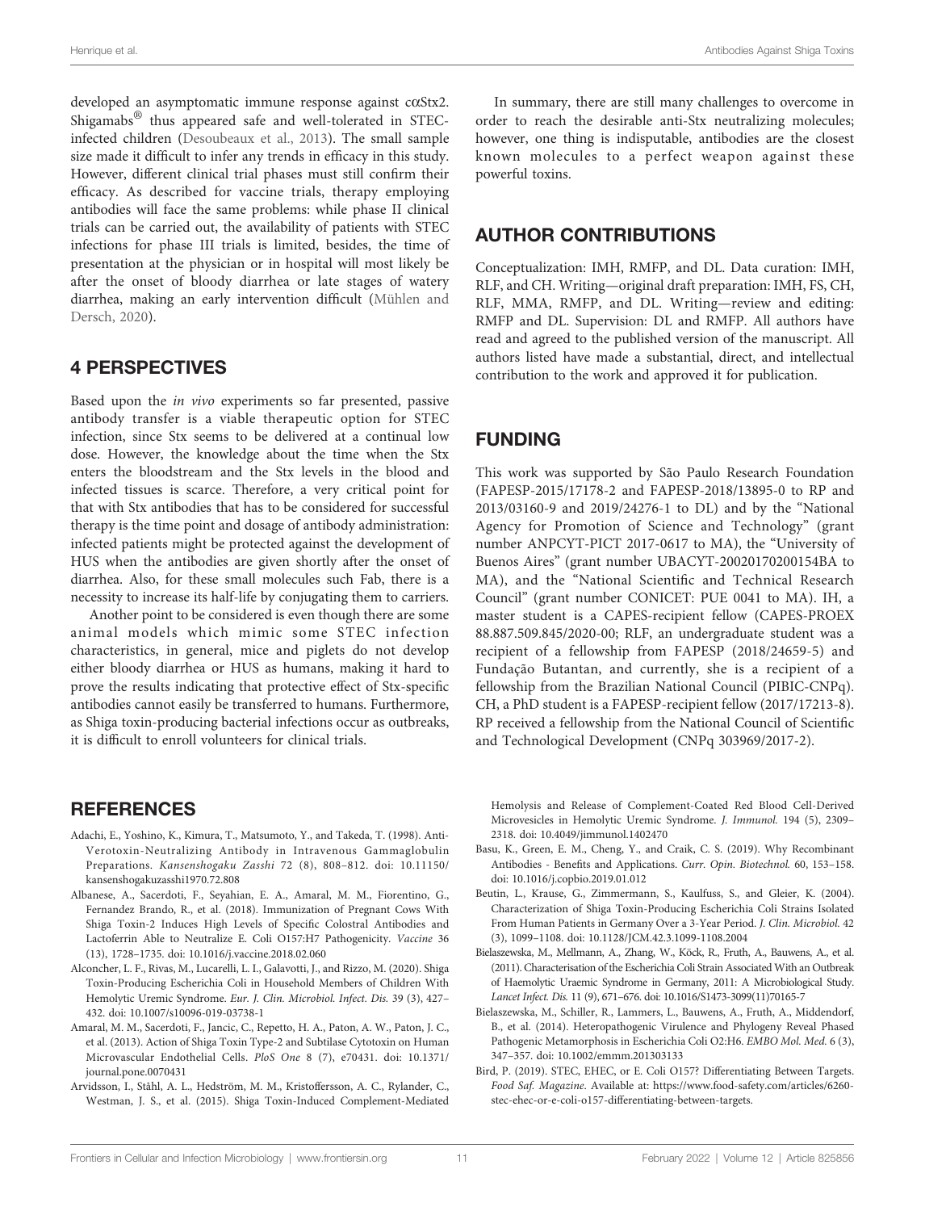developed an asymptomatic immune response against cαStx2. Shigamabs® thus appeared safe and well-tolerated in STEC-infected children (Desoubeaux et al., 2013). The small sample size made it difficult to infer any trends in efficacy in this study. However, different clinical trial phases must still confirm their efficacy. As described for vaccine trials, therapy employing antibodies will face the same problems: while phase II clinical trials can be carried out, the availability of patients with STEC infections for phase III trials is limited, besides, the time of presentation at the physician or in hospital will most likely be after the onset of bloody diarrhea or late stages of watery diarrhea, making an early intervention difficult (Mühlen and Dersch, 2020).

## 4 PERSPECTIVES

Based upon the *in vivo* experiments so far presented, passive antibody transfer is a viable therapeutic option for STEC infection, since Stx seems to be delivered at a continual low dose. However, the knowledge about the time when the Stx enters the bloodstream and the Stx levels in the blood and infected tissues is scarce. Therefore, a very critical point for that with Stx antibodies that has to be considered for successful therapy is the time point and dosage of antibody administration: infected patients might be protected against the development of HUS when the antibodies are given shortly after the onset of diarrhea. Also, for these small molecules such Fab, there is a necessity to increase its half-life by conjugating them to carriers.

Another point to be considered is even though there are some animal models which mimic some STEC infection characteristics, in general, mice and piglets do not develop either bloody diarrhea or HUS as humans, making it hard to prove the results indicating that protective effect of Stx-specific antibodies cannot easily be transferred to humans. Furthermore, as Shiga toxin-producing bacterial infections occur as outbreaks, it is difficult to enroll volunteers for clinical trials.

In summary, there are still many challenges to overcome in order to reach the desirable anti-Stx neutralizing molecules; however, one thing is indisputable, antibodies are the closest known molecules to a perfect weapon against these powerful toxins.

## AUTHOR CONTRIBUTIONS

Conceptualization: IMH, RMFP, and DL. Data curation: IMH, RLF, and CH. Writing—original draft preparation: IMH, FS, CH, RLF, MMA, RMFP, and DL. Writing—review and editing: RMFP and DL. Supervision: DL and RMFP. All authors have read and agreed to the published version of the manuscript. All authors listed have made a substantial, direct, and intellectual contribution to the work and approved it for publication.

## FUNDING

This work was supported by São Paulo Research Foundation (FAPESP-2015/17178-2 and FAPESP-2018/13895-0 to RP and 2013/03160-9 and 2019/24276-1 to DL) and by the "National Agency for Promotion of Science and Technology" (grant number ANPCYT-PICT 2017-0617 to MA), the "University of Buenos Aires" (grant number UBACYT-20020170200154BA to MA), and the "National Scientific and Technical Research Council" (grant number CONICET: PUE 0041 to MA). IH, a master student is a CAPES-recipient fellow (CAPES-PROEX 88.887.509.845/2020-00; RLF, an undergraduate student was a recipient of a fellowship from FAPESP (2018/24659-5) and Fundação Butantan, and currently, she is a recipient of a fellowship from the Brazilian National Council (PIBIC-CNPq). CH, a PhD student is a FAPESP-recipient fellow (2017/17213-8). RP received a fellowship from the National Council of Scientific and Technological Development (CNPq 303969/2017-2).

## REFERENCES

- Adachi, E., Yoshino, K., Kimura, T., Matsumoto, Y., and Takeda, T. (1998). Anti-Verotoxin-Neutralizing Antibody in Intravenous Gammaglobulin Preparations. *Kansenshogaku Zasshi* 72 (8), 808–812. doi: 10.11150/kansenshogakuzasshi1970.72.808
- Albanese, A., Sacerdoti, F., Seyahian, E. A., Amaral, M. M., Fiorentino, G., Fernandez Brando, R., et al. (2018). Immunization of Pregnant Cows With Shiga Toxin-2 Induces High Levels of Specific Colostral Antibodies and Lactoferrin Able to Neutralize E. Coli O157:H7 Pathogenicity. *Vaccine* 36 (13), 1728–1735. doi: 10.1016/j.vaccine.2018.02.060
- Alconcher, L. F., Rivas, M., Lucarelli, L. I., Galavotti, J., and Rizzo, M. (2020). Shiga Toxin-Producing Escherichia Coli in Household Members of Children With Hemolytic Uremic Syndrome. *Eur. J. Clin. Microbiol. Infect. Dis.* 39 (3), 427–432. doi: 10.1007/s10096-019-03738-1
- Amaral, M. M., Sacerdoti, F., Jancic, C., Repetto, H. A., Paton, A. W., Paton, J. C., et al. (2013). Action of Shiga Toxin Type-2 and Subtilase Cytotoxin on Human Microvascular Endothelial Cells. *PloS One* 8 (7), e70431. doi: 10.1371/journal.pone.0070431
- Arvidsson, I., Ståhl, A. L., Hedström, M. M., Kristoffersson, A. C., Rylander, C., Westman, J. S., et al. (2015). Shiga Toxin-Induced Complement-Mediated Hemolysis and Release of Complement-Coated Red Blood Cell-Derived Microvesicles in Hemolytic Uremic Syndrome. *J. Immunol.* 194 (5), 2309–2318. doi: 10.4049/jimmunol.1402470
- Basu, K., Green, E. M., Cheng, Y., and Craik, C. S. (2019). Why Recombinant Antibodies - Benefits and Applications. *Curr. Opin. Biotechnol.* 60, 153–158. doi: 10.1016/j.copbio.2019.01.012
- Beutin, L., Krause, G., Zimmermann, S., Kaulfuss, S., and Gleier, K. (2004). Characterization of Shiga Toxin-Producing Escherichia Coli Strains Isolated From Human Patients in Germany Over a 3-Year Period. *J. Clin. Microbiol.* 42 (3), 1099–1108. doi: 10.1128/JCM.42.3.1099-1108.2004
- Bielaszewska, M., Mellmann, A., Zhang, W., Köck, R., Fruth, A., Bauwens, A., et al. (2011). Characterisation of the Escherichia Coli Strain Associated With an Outbreak of Haemolytic Uraemic Syndrome in Germany, 2011: A Microbiological Study. *Lancet Infect. Dis.* 11 (9), 671–676. doi: 10.1016/S1473-3099(11)70165-7
- Bielaszewska, M., Schiller, R., Lammers, L., Bauwens, A., Fruth, A., Middendorf, B., et al. (2014). Heteropathogenic Virulence and Phylogeny Reveal Phased Pathogenic Metamorphosis in Escherichia Coli O2:H6. *EMBO Mol. Med.* 6 (3), 347–357. doi: 10.1002/emmm.201303133
- Bird, P. (2019). STEC, EHEC, or E. Coli O157? Differentiating Between Targets. *Food Saf. Magazine*. Available at: https://www.food-safety.com/articles/6260-stec-ehec-or-e-coli-o157-differentiating-between-targets.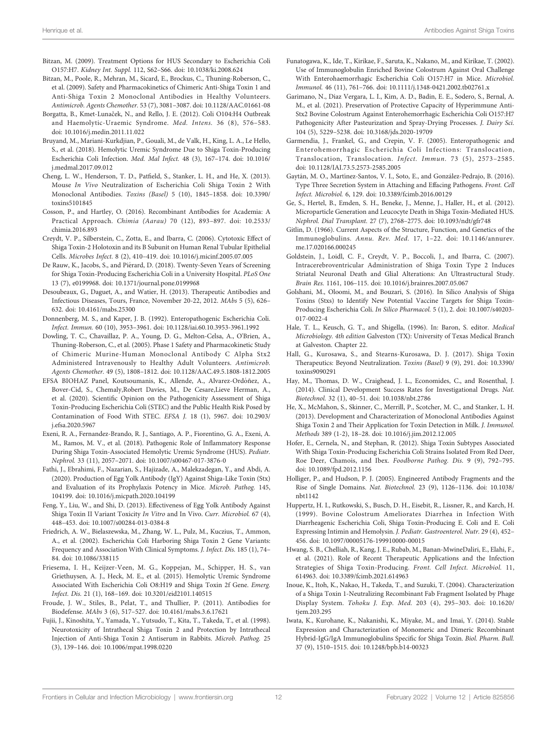Bitzan, M. (2009). Treatment Options for HUS Secondary to Escherichia Coli O157:H7. *Kidney Int. Suppl.* 112, S62–S66. doi: 10.1038/ki.2008.624

Bitzan, M., Poole, R., Mehran, M., Sicard, E., Brockus, C., Thuning-Roberson, C., et al. (2009). Safety and Pharmacokinetics of Chimeric Anti-Shiga Toxin 1 and Anti-Shiga Toxin 2 Monoclonal Antibodies in Healthy Volunteers. *Antimicrob. Agents Chemother.* 53 (7), 3081–3087. doi: 10.1128/AAC.01661-08

Borgatta, B., Kmet-Lunaček, N., and Rello, J. E. (2012). Coli O104:H4 Outbreak and Haemolytic-Uraemic Syndrome. *Med. Intens.* 36 (8), 576–583. doi: 10.1016/j.medin.2011.11.022

Bruyand, M., Mariani-Kurkdjian, P., Gouali, M., de Valk, H., King, L. A., Le Hello, S., et al. (2018). Hemolytic Uremic Syndrome Due to Shiga Toxin-Producing Escherichia Coli Infection. *Med. Mal Infect.* 48 (3), 167–174. doi: 10.1016/j.medmal.2017.09.012

Cheng, L. W., Henderson, T. D., Patfield, S., Stanker, L. H., and He, X. (2013). Mouse *In Vivo* Neutralization of Escherichia Coli Shiga Toxin 2 With Monoclonal Antibodies. *Toxins (Basel)* 5 (10), 1845–1858. doi: 10.3390/toxins5101845

Cosson, P., and Hartley, O. (2016). Recombinant Antibodies for Academia: A Practical Approach. *Chimia (Aarau)* 70 (12), 893–897. doi: 10.2533/chimia.2016.893

Creydt, V. P., Silberstein, C., Zotta, E., and Ibarra, C. (2006). Cytotoxic Effect of Shiga Toxin-2 Holotoxin and its B Subunit on Human Renal Tubular Epithelial Cells. *Microbes Infect.* 8 (2), 410–419. doi: 10.1016/j.micinf.2005.07.005

De Rauw, K., Jacobs, S., and Piérard, D. (2018). Twenty-Seven Years of Screening for Shiga Toxin-Producing Escherichia Coli in a University Hospital. *PLoS One* 13 (7), e0199968. doi: 10.1371/journal.pone.0199968

Desoubeaux, G., Daguet, A., and Watier, H. (2013). Therapeutic Antibodies and Infectious Diseases, Tours, France, November 20-22, 2012. *MAbs* 5 (5), 626–632. doi: 10.4161/mabs.25300

Donnenberg, M. S., and Kaper, J. B. (1992). Enteropathogenic Escherichia Coli. *Infect. Immun.* 60 (10), 3953–3961. doi: 10.1128/iai.60.10.3953-3961.1992

Dowling, T. C., Chavaillaz, P. A., Young, D. G., Melton-Celsa, A., O'Brien, A., Thuning-Roberson, C., et al. (2005). Phase 1 Safety and Pharmacokinetic Study of Chimeric Murine-Human Monoclonal Antibody C Alpha Stx2 Administered Intravenously to Healthy Adult Volunteers. *Antimicrob. Agents Chemother.* 49 (5), 1808–1812. doi: 10.1128/AAC.49.5.1808-1812.2005

EFSA BIOHAZ Panel, Koutsoumanis, K., Allende, A., Alvarez-Ordóñez, A., Bover-Cid, S., Chemaly,Robert Davies, M., De Cesare,Lieve Herman, A., et al. (2020). Scientific Opinion on the Pathogenicity Assessment of Shiga Toxin-Producing Escherichia Coli (STEC) and the Public Health Risk Posed by Contamination of Food With STEC. *EFSA J.* 18 (1), 5967. doi: 10.2903/j.efsa.2020.5967

Exeni, R. A., Fernandez-Brando, R. J., Santiago, A. P., Fiorentino, G. A., Exeni, A. M., Ramos, M. V., et al. (2018). Pathogenic Role of Inflammatory Response During Shiga Toxin-Associated Hemolytic Uremic Syndrome (HUS). *Pediatr. Nephrol.* 33 (11), 2057–2071. doi: 10.1007/s00467-017-3876-0

Fathi, J., Ebrahimi, F., Nazarian, S., Hajizade, A., Malekzadegan, Y., and Abdi, A. (2020). Production of Egg Yolk Antibody (IgY) Against Shiga-Like Toxin (Stx) and Evaluation of its Prophylaxis Potency in Mice. *Microb. Pathog.* 145, 104199. doi: 10.1016/j.micpath.2020.104199

Feng, Y., Liu, W., and Shi, D. (2013). Effectiveness of Egg Yolk Antibody Against Shiga Toxin II Variant Toxicity *In Vitro* and In Vivo. *Curr. Microbiol.* 67 (4), 448–453. doi: 10.1007/s00284-013-0384-8

Friedrich, A. W., Bielaszewska, M., Zhang, W. L., Pulz, M., Kuczius, T., Ammon, A., et al. (2002). Escherichia Coli Harboring Shiga Toxin 2 Gene Variants: Frequency and Association With Clinical Symptoms. *J. Infect. Dis.* 185 (1), 74–84. doi: 10.1086/338115

Friesema, I. H., Keijzer-Veen, M. G., Koppejan, M., Schipper, H. S., van Griethuysen, A. J., Heck, M. E., et al. (2015). Hemolytic Uremic Syndrome Associated With Escherichia Coli O8:H19 and Shiga Toxin 2f Gene. *Emerg. Infect. Dis.* 21 (1), 168–169. doi: 10.3201/eid2101.140515

Froude, J. W., Stiles, B., Pelat, T., and Thullier, P. (2011). Antibodies for Biodefense. *MAbs* 3 (6), 517–527. doi: 10.4161/mabs.3.6.17621

Fujii, J., Kinoshita, Y., Yamada, Y., Yutsudo, T., Kita, T., Takeda, T., et al. (1998). Neurotoxicity of Intrathecal Shiga Toxin 2 and Protection by Intrathecal Injection of Anti-Shiga Toxin 2 Antiserum in Rabbits. *Microb. Pathog.* 25 (3), 139–146. doi: 10.1006/mpat.1998.0220

Funatogawa, K., Ide, T., Kirikae, F., Saruta, K., Nakano, M., and Kirikae, T. (2002). Use of Immunoglobulin Enriched Bovine Colostrum Against Oral Challenge With Enterohaemorrhagic Escherichia Coli O157:H7 in Mice. *Microbiol. Immunol.* 46 (11), 761–766. doi: 10.1111/j.1348-0421.2002.tb02761.x

Garimano, N., Diaz Vergara, L. I., Kim, A. D., Badin, E. E., Sodero, S., Bernal, A. M., et al. (2021). Preservation of Protective Capacity of Hyperimmune Anti-Stx2 Bovine Colostrum Against Enterohemorrhagic Escherichia Coli O157:H7 Pathogenicity After Pasteurization and Spray-Drying Processes. *J. Dairy Sci.* 104 (5), 5229–5238. doi: 10.3168/jds.2020-19709

Garmendia, J., Frankel, G., and Crepin, V. F. (2005). Enteropathogenic and Enterohemorrhagic Escherichia Coli Infections: Translocation, Translocation, Translocation. *Infect. Immun.* 73 (5), 2573–2585. doi: 10.1128/IAI.73.5.2573-2585.2005

Gaytán, M. O., Martinez-Santos, V. I., Soto, E., and González-Pedrajo, B. (2016). Type Three Secretion System in Attaching and Effacing Pathogens. *Front. Cell Infect. Microbiol.* 6, 129. doi: 10.3389/fcimb.2016.00129

Ge, S., Hertel, B., Emden, S. H., Beneke, J., Menne, J., Haller, H., et al. (2012). Microparticle Generation and Leucocyte Death in Shiga Toxin-Mediated HUS. *Nephrol. Dial Transplant.* 27 (7), 2768–2775. doi: 10.1093/ndt/gfr748

Gitlin, D. (1966). Current Aspects of the Structure, Function, and Genetics of the Immunoglobulins. *Annu. Rev. Med.* 17, 1–22. doi: 10.1146/annurev.me.17.020166.000245

Goldstein, J., Loidl, C. F., Creydt, V. P., Boccoli, J., and Ibarra, C. (2007). Intracerebroventricular Administration of Shiga Toxin Type 2 Induces Striatal Neuronal Death and Glial Alterations: An Ultrastructural Study. *Brain Res.* 1161, 106–115. doi: 10.1016/j.brainres.2007.05.067

Golshani, M., Oloomi, M., and Bouzari, S. (2016). In Silico Analysis of Shiga Toxins (Stxs) to Identify New Potential Vaccine Targets for Shiga Toxin-Producing Escherichia Coli. *In Silico Pharmacol.* 5 (1), 2. doi: 10.1007/s40203-017-0022-4

Hale, T. L., Keusch, G. T., and Shigella, (1996). In: Baron, S. editor. *Medical Microbiology. 4th edition* Galveston (TX): University of Texas Medical Branch at Galveston. Chapter 22.

Hall, G., Kurosawa, S., and Stearns-Kurosawa, D. J. (2017). Shiga Toxin Therapeutics: Beyond Neutralization. *Toxins (Basel)* 9 (9), 291. doi: 10.3390/toxins9090291

Hay, M., Thomas, D. W., Craighead, J. L., Economides, C., and Rosenthal, J. (2014). Clinical Development Success Rates for Investigational Drugs. *Nat. Biotechnol.* 32 (1), 40–51. doi: 10.1038/nbt.2786

He, X., McMahon, S., Skinner, C., Merrill, P., Scotcher, M. C., and Stanker, L. H. (2013). Development and Characterization of Monoclonal Antibodies Against Shiga Toxin 2 and Their Application for Toxin Detection in Milk. *J. Immunol. Methods* 389 (1-2), 18–28. doi: 10.1016/j.jim.2012.12.005

Hofer, E., Cernela, N., and Stephan, R. (2012). Shiga Toxin Subtypes Associated With Shiga Toxin-Producing Escherichia Coli Strains Isolated From Red Deer, Roe Deer, Chamois, and Ibex. *Foodborne Pathog. Dis.* 9 (9), 792–795. doi: 10.1089/fpd.2012.1156

Holliger, P., and Hudson, P. J. (2005). Engineered Antibody Fragments and the Rise of Single Domains. *Nat. Biotechnol.* 23 (9), 1126–1136. doi: 10.1038/nbt1142

Huppertz, H. I., Rutkowski, S., Busch, D. H., Eisebit, R., Lissner, R., and Karch, H. (1999). Bovine Colostrum Ameliorates Diarrhea in Infection With Diarrheagenic Escherichia Coli, Shiga Toxin-Producing E. Coli and E. Coli Expressing Intimin and Hemolysin. *J. Pediatr. Gastroenterol. Nutr.* 29 (4), 452–456. doi: 10.1097/00005176-199910000-00015

Hwang, S. B., Chelliah, R., Kang, J. E., Rubab, M., Banan-MwineDaliri, E., Elahi, F., et al. (2021). Role of Recent Therapeutic Applications and the Infection Strategies of Shiga Toxin-Producing. *Front. Cell Infect. Microbiol.* 11, 614963. doi: 10.3389/fcimb.2021.614963

Inoue, K., Itoh, K., Nakao, H., Takeda, T., and Suzuki, T. (2004). Characterization of a Shiga Toxin 1-Neutralizing Recombinant Fab Fragment Isolated by Phage Display System. *Tohoku J. Exp. Med.* 203 (4), 295–303. doi: 10.1620/tjem.203.295

Iwata, K., Kurohane, K., Nakanishi, K., Miyake, M., and Imai, Y. (2014). Stable Expression and Characterization of Monomeric and Dimeric Recombinant Hybrid-IgG/IgA Immunoglobulins Specific for Shiga Toxin. *Biol. Pharm. Bull.* 37 (9), 1510–1515. doi: 10.1248/bpb.b14-00323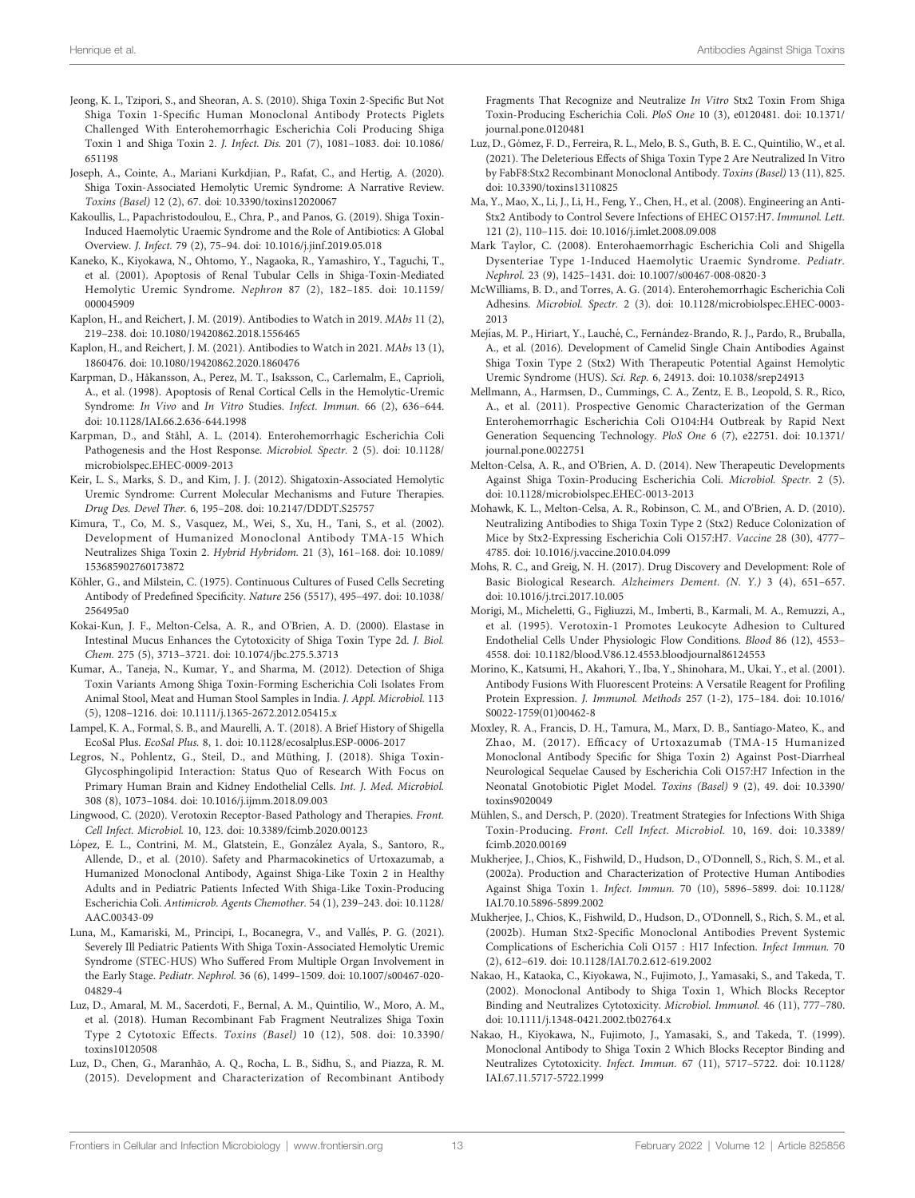Jeong, K. I., Tzipori, S., and Sheoran, A. S. (2010). Shiga Toxin 2-Specific But Not Shiga Toxin 1-Specific Human Monoclonal Antibody Protects Piglets Challenged With Enterohemorrhagic Escherichia Coli Producing Shiga Toxin 1 and Shiga Toxin 2. *J. Infect. Dis.* 201 (7), 1081–1083. doi: 10.1086/651198

Joseph, A., Cointe, A., Mariani Kurkdjian, P., Rafat, C., and Hertig, A. (2020). Shiga Toxin-Associated Hemolytic Uremic Syndrome: A Narrative Review. *Toxins (Basel)* 12 (2), 67. doi: 10.3390/toxins12020067

Kakoullis, L., Papachristodoulou, E., Chra, P., and Panos, G. (2019). Shiga Toxin-Induced Haemolytic Uraemic Syndrome and the Role of Antibiotics: A Global Overview. *J. Infect.* 79 (2), 75–94. doi: 10.1016/j.jinf.2019.05.018

Kaneko, K., Kiyokawa, N., Ohtomo, Y., Nagaoka, R., Yamashiro, Y., Taguchi, T., et al. (2001). Apoptosis of Renal Tubular Cells in Shiga-Toxin-Mediated Hemolytic Uremic Syndrome. *Nephron* 87 (2), 182–185. doi: 10.1159/000045909

Kaplon, H., and Reichert, J. M. (2019). Antibodies to Watch in 2019. *MAbs* 11 (2), 219–238. doi: 10.1080/19420862.2018.1556465

Kaplon, H., and Reichert, J. M. (2021). Antibodies to Watch in 2021. *MAbs* 13 (1), 1860476. doi: 10.1080/19420862.2020.1860476

Karpman, D., Håkansson, A., Perez, M. T., Isaksson, C., Carlemalm, E., Caprioli, A., et al. (1998). Apoptosis of Renal Cortical Cells in the Hemolytic-Uremic Syndrome: *In Vivo* and *In Vitro* Studies. *Infect. Immun.* 66 (2), 636–644. doi: 10.1128/IAI.66.2.636-644.1998

Karpman, D., and Ståhl, A. L. (2014). Enterohemorrhagic Escherichia Coli Pathogenesis and the Host Response. *Microbiol. Spectr.* 2 (5). doi: 10.1128/microbiolspec.EHEC-0009-2013

Keir, L. S., Marks, S. D., and Kim, J. J. (2012). Shigatoxin-Associated Hemolytic Uremic Syndrome: Current Molecular Mechanisms and Future Therapies. *Drug Des. Devel Ther.* 6, 195–208. doi: 10.2147/DDDT.S25757

Kimura, T., Co, M. S., Vasquez, M., Wei, S., Xu, H., Tani, S., et al. (2002). Development of Humanized Monoclonal Antibody TMA-15 Which Neutralizes Shiga Toxin 2. *Hybrid Hybridom.* 21 (3), 161–168. doi: 10.1089/153685902760173872

Köhler, G., and Milstein, C. (1975). Continuous Cultures of Fused Cells Secreting Antibody of Predefined Specificity. *Nature* 256 (5517), 495–497. doi: 10.1038/256495a0

Kokai-Kun, J. F., Melton-Celsa, A. R., and O'Brien, A. D. (2000). Elastase in Intestinal Mucus Enhances the Cytotoxicity of Shiga Toxin Type 2d. *J. Biol. Chem.* 275 (5), 3713–3721. doi: 10.1074/jbc.275.5.3713

Kumar, A., Taneja, N., Kumar, Y., and Sharma, M. (2012). Detection of Shiga Toxin Variants Among Shiga Toxin-Forming Escherichia Coli Isolates From Animal Stool, Meat and Human Stool Samples in India. *J. Appl. Microbiol.* 113 (5), 1208–1216. doi: 10.1111/j.1365-2672.2012.05415.x

Lampel, K. A., Formal, S. B., and Maurelli, A. T. (2018). A Brief History of Shigella. *EcoSal Plus.* 8, 1. doi: 10.1128/ecosalplus.ESP-0006-2017

Legros, N., Pohlentz, G., Steil, D., and Müthing, J. (2018). Shiga Toxin-Glycosphingolipid Interaction: Status Quo of Research With Focus on Primary Human Brain and Kidney Endothelial Cells. *Int. J. Med. Microbiol.* 308 (8), 1073–1084. doi: 10.1016/j.ijmm.2018.09.003

Lingwood, C. (2020). Verotoxin Receptor-Based Pathology and Therapies. *Front. Cell Infect. Microbiol.* 10, 123. doi: 10.3389/fcimb.2020.00123

López, E. L., Contrini, M. M., Glatstein, E., González Ayala, S., Santoro, R., Allende, D., et al. (2010). Safety and Pharmacokinetics of Urtoxazumab, a Humanized Monoclonal Antibody, Against Shiga-Like Toxin 2 in Healthy Adults and in Pediatric Patients Infected With Shiga-Like Toxin-Producing Escherichia Coli. *Antimicrob. Agents Chemother.* 54 (1), 239–243. doi: 10.1128/AAC.00343-09

Luna, M., Kamariski, M., Principi, I., Bocanegra, V., and Vallés, P. G. (2021). Severely Ill Pediatric Patients With Shiga Toxin-Associated Hemolytic Uremic Syndrome (STEC-HUS) Who Suffered From Multiple Organ Involvement in the Early Stage. *Pediatr. Nephrol.* 36 (6), 1499–1509. doi: 10.1007/s00467-020-04829-4

Luz, D., Amaral, M. M., Sacerdoti, F., Bernal, A. M., Quintilio, W., Moro, A. M., et al. (2018). Human Recombinant Fab Fragment Neutralizes Shiga Toxin Type 2 Cytotoxic Effects. *Toxins (Basel)* 10 (12), 508. doi: 10.3390/toxins10120508

Luz, D., Chen, G., Maranhão, A. Q., Rocha, L. B., Sidhu, S., and Piazza, R. M. (2015). Development and Characterization of Recombinant Antibody Fragments That Recognize and Neutralize *In Vitro* Stx2 Toxin From Shiga Toxin-Producing Escherichia Coli. *PloS One* 10 (3), e0120481. doi: 10.1371/journal.pone.0120481

Luz, D., Gómez, F. D., Ferreira, R. L., Melo, B. S., Guth, B. E. C., Quintilio, W., et al. (2021). The Deleterious Effects of Shiga Toxin Type 2 Are Neutralized In Vitro by FabF8:Stx2 Recombinant Monoclonal Antibody. *Toxins (Basel)* 13 (11), 825. doi: 10.3390/toxins13110825

Ma, Y., Mao, X., Li, J., Li, H., Feng, Y., Chen, H., et al. (2008). Engineering an Anti-Stx2 Antibody to Control Severe Infections of EHEC O157:H7. *Immunol. Lett.* 121 (2), 110–115. doi: 10.1016/j.imlet.2008.09.008

Mark Taylor, C. (2008). Enterohaemorrhagic Escherichia Coli and Shigella Dysenteriae Type 1-Induced Haemolytic Uraemic Syndrome. *Pediatr. Nephrol.* 23 (9), 1425–1431. doi: 10.1007/s00467-008-0820-3

McWilliams, B. D., and Torres, A. G. (2014). Enterohemorrhagic Escherichia Coli Adhesins. *Microbiol. Spectr.* 2 (3). doi: 10.1128/microbiolspec.EHEC-0003-2013

Mejías, M. P., Hiriart, Y., Lauché, C., Fernández-Brando, R. J., Pardo, R., Bruballa, A., et al. (2016). Development of Camelid Single Chain Antibodies Against Shiga Toxin Type 2 (Stx2) With Therapeutic Potential Against Hemolytic Uremic Syndrome (HUS). *Sci. Rep.* 6, 24913. doi: 10.1038/srep24913

Mellmann, A., Harmsen, D., Cummings, C. A., Zentz, E. B., Leopold, S. R., Rico, A., et al. (2011). Prospective Genomic Characterization of the German Enterohemorrhagic Escherichia Coli O104:H4 Outbreak by Rapid Next Generation Sequencing Technology. *PloS One* 6 (7), e22751. doi: 10.1371/journal.pone.0022751

Melton-Celsa, A. R., and O'Brien, A. D. (2014). New Therapeutic Developments Against Shiga Toxin-Producing Escherichia Coli. *Microbiol. Spectr.* 2 (5). doi: 10.1128/microbiolspec.EHEC-0013-2013

Mohawk, K. L., Melton-Celsa, A. R., Robinson, C. M., and O'Brien, A. D. (2010). Neutralizing Antibodies to Shiga Toxin Type 2 (Stx2) Reduce Colonization of Mice by Stx2-Expressing Escherichia Coli O157:H7. *Vaccine* 28 (30), 4777–4785. doi: 10.1016/j.vaccine.2010.04.099

Mohs, R. C., and Greig, N. H. (2017). Drug Discovery and Development: Role of Basic Biological Research. *Alzheimers Dement. (N. Y.)* 3 (4), 651–657. doi: 10.1016/j.trci.2017.10.005

Morigi, M., Micheletti, G., Figliuzzi, M., Imberti, B., Karmali, M. A., Remuzzi, A., et al. (1995). Verotoxin-1 Promotes Leukocyte Adhesion to Cultured Endothelial Cells Under Physiologic Flow Conditions. *Blood* 86 (12), 4553–4558. doi: 10.1182/blood.V86.12.4553.bloodjournal86124553

Morino, K., Katsumi, H., Akahori, Y., Iba, Y., Shinohara, M., Ukai, Y., et al. (2001). Antibody Fusions With Fluorescent Proteins: A Versatile Reagent for Profiling Protein Expression. *J. Immunol. Methods* 257 (1-2), 175–184. doi: 10.1016/S0022-1759(01)00462-8

Moxley, R. A., Francis, D. H., Tamura, M., Marx, D. B., Santiago-Mateo, K., and Zhao, M. (2017). Efficacy of Urtoxazumab (TMA-15 Humanized Monoclonal Antibody Specific for Shiga Toxin 2) Against Post-Diarrheal Neurological Sequelae Caused by Escherichia Coli O157:H7 Infection in the Neonatal Gnotobiotic Piglet Model. *Toxins (Basel)* 9 (2), 49. doi: 10.3390/toxins9020049

Mühlen, S., and Dersch, P. (2020). Treatment Strategies for Infections With Shiga Toxin-Producing. *Front. Cell Infect. Microbiol.* 10, 169. doi: 10.3389/fcimb.2020.00169

Mukherjee, J., Chios, K., Fishwild, D., Hudson, D., O'Donnell, S., Rich, S. M., et al. (2002a). Production and Characterization of Protective Human Antibodies Against Shiga Toxin 1. *Infect. Immun.* 70 (10), 5896–5899. doi: 10.1128/IAI.70.10.5896-5899.2002

Mukherjee, J., Chios, K., Fishwild, D., Hudson, D., O'Donnell, S., Rich, S. M., et al. (2002b). Human Stx2-Specific Monoclonal Antibodies Prevent Systemic Complications of Escherichia Coli O157 : H17 Infection. *Infect Immun.* 70 (2), 612–619. doi: 10.1128/IAI.70.2.612-619.2002

Nakao, H., Kataoka, C., Kiyokawa, N., Fujimoto, J., Yamasaki, S., and Takeda, T. (2002). Monoclonal Antibody to Shiga Toxin 1, Which Blocks Receptor Binding and Neutralizes Cytotoxicity. *Microbiol. Immunol.* 46 (11), 777–780. doi: 10.1111/j.1348-0421.2002.tb02764.x

Nakao, H., Kiyokawa, N., Fujimoto, J., Yamasaki, S., and Takeda, T. (1999). Monoclonal Antibody to Shiga Toxin 2 Which Blocks Receptor Binding and Neutralizes Cytotoxicity. *Infect. Immun.* 67 (11), 5717–5722. doi: 10.1128/IAI.67.11.5717-5722.1999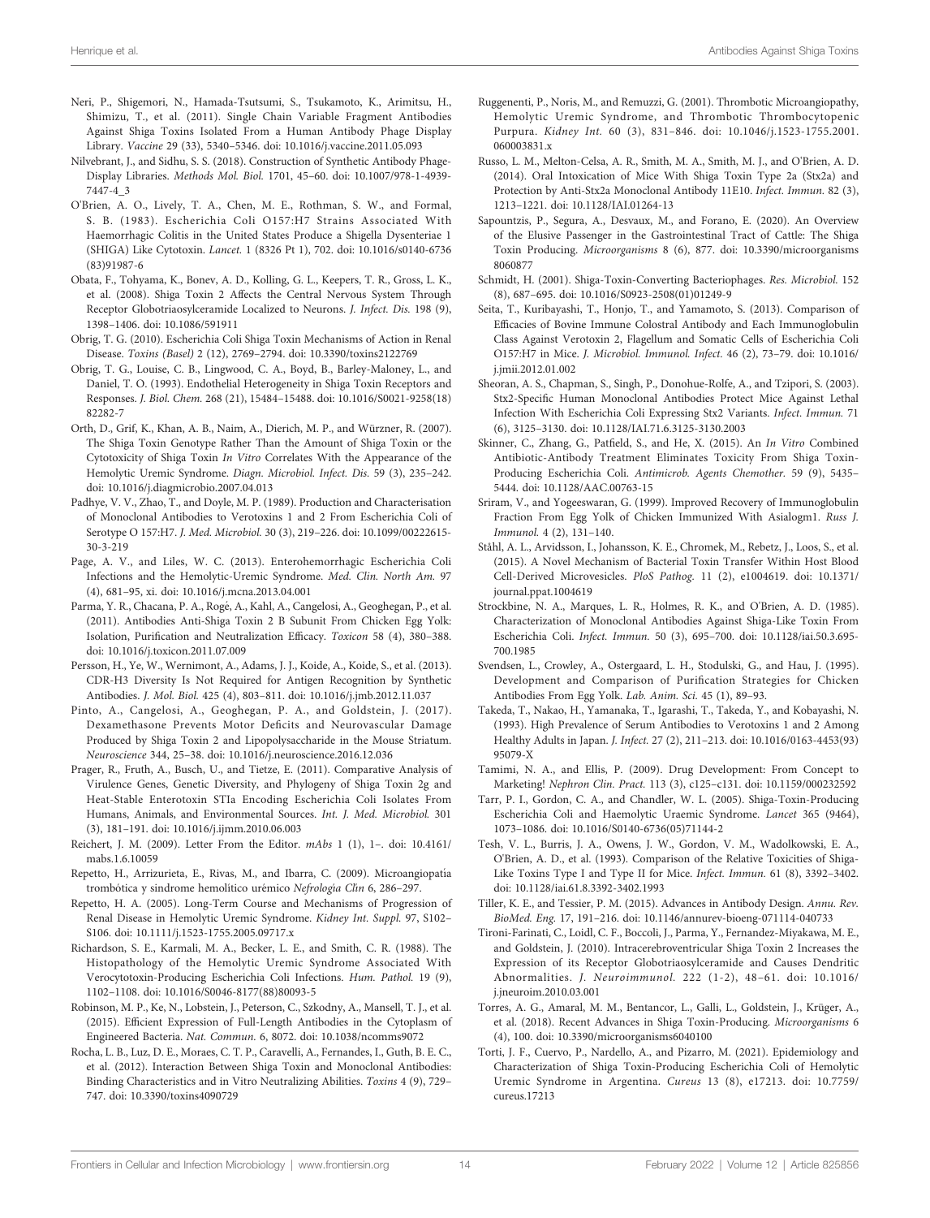Neri, P., Shigemori, N., Hamada-Tsutsumi, S., Tsukamoto, K., Arimitsu, H., Shimizu, T., et al. (2011). Single Chain Variable Fragment Antibodies Against Shiga Toxins Isolated From a Human Antibody Phage Display Library. *Vaccine* 29 (33), 5340–5346. doi: 10.1016/j.vaccine.2011.05.093

Nilvebrant, J., and Sidhu, S. S. (2018). Construction of Synthetic Antibody Phage-Display Libraries. *Methods Mol. Biol.* 1701, 45–60. doi: 10.1007/978-1-4939-7447-4_3

O'Brien, A. O., Lively, T. A., Chen, M. E., Rothman, S. W., and Formal, S. B. (1983). Escherichia Coli O157:H7 Strains Associated With Haemorrhagic Colitis in the United States Produce a Shigella Dysenteriae 1 (SHIGA) Like Cytotoxin. *Lancet.* 1 (8326 Pt 1), 702. doi: 10.1016/s0140-6736(83)91987-6

Obata, F., Tohyama, K., Bonev, A. D., Kolling, G. L., Keepers, T. R., Gross, L. K., et al. (2008). Shiga Toxin 2 Affects the Central Nervous System Through Receptor Globotriaosylceramide Localized to Neurons. *J. Infect. Dis.* 198 (9), 1398–1406. doi: 10.1086/591911

Obrig, T. G. (2010). Escherichia Coli Shiga Toxin Mechanisms of Action in Renal Disease. *Toxins (Basel)* 2 (12), 2769–2794. doi: 10.3390/toxins2122769

Obrig, T. G., Louise, C. B., Lingwood, C. A., Boyd, B., Barley-Maloney, L., and Daniel, T. O. (1993). Endothelial Heterogeneity in Shiga Toxin Receptors and Responses. *J. Biol. Chem.* 268 (21), 15484–15488. doi: 10.1016/S0021-9258(18)82282-7

Orth, D., Grif, K., Khan, A. B., Naim, A., Dierich, M. P., and Würzner, R. (2007). The Shiga Toxin Genotype Rather Than the Amount of Shiga Toxin or the Cytotoxicity of Shiga Toxin *In Vitro* Correlates With the Appearance of the Hemolytic Uremic Syndrome. *Diagn. Microbiol. Infect. Dis.* 59 (3), 235–242. doi: 10.1016/j.diagmicrobio.2007.04.013

Padhye, V. V., Zhao, T., and Doyle, M. P. (1989). Production and Characterisation of Monoclonal Antibodies to Verotoxins 1 and 2 From Escherichia Coli of Serotype O 157:H7. *J. Med. Microbiol.* 30 (3), 219–226. doi: 10.1099/00222615-30-3-219

Page, A. V., and Liles, W. C. (2013). Enterohemorrhagic Escherichia Coli Infections and the Hemolytic-Uremic Syndrome. *Med. Clin. North Am.* 97 (4), 681–95, xi. doi: 10.1016/j.mcna.2013.04.001

Parma, Y. R., Chacana, P. A., Rogé, A., Kahl, A., Cangelosi, A., Geoghegan, P., et al. (2011). Antibodies Anti-Shiga Toxin 2 B Subunit From Chicken Egg Yolk: Isolation, Purification and Neutralization Efficacy. *Toxicon* 58 (4), 380–388. doi: 10.1016/j.toxicon.2011.07.009

Persson, H., Ye, W., Wernimont, A., Adams, J. J., Koide, A., Koide, S., et al. (2013). CDR-H3 Diversity Is Not Required for Antigen Recognition by Synthetic Antibodies. *J. Mol. Biol.* 425 (4), 803–811. doi: 10.1016/j.jmb.2012.11.037

Pinto, A., Cangelosi, A., Geoghegan, P. A., and Goldstein, J. (2017). Dexamethasone Prevents Motor Deficits and Neurovascular Damage Produced by Shiga Toxin 2 and Lipopolysaccharide in the Mouse Striatum. *Neuroscience* 344, 25–38. doi: 10.1016/j.neuroscience.2016.12.036

Prager, R., Fruth, A., Busch, U., and Tietze, E. (2011). Comparative Analysis of Virulence Genes, Genetic Diversity, and Phylogeny of Shiga Toxin 2g and Heat-Stable Enterotoxin STIa Encoding Escherichia Coli Isolates From Humans, Animals, and Environmental Sources. *Int. J. Med. Microbiol.* 301 (3), 181–191. doi: 10.1016/j.ijmm.2010.06.003

Reichert, J. M. (2009). Letter From the Editor. *mAbs* 1 (1), 1–. doi: 10.4161/mabs.1.6.10059

Repetto, H., Arrizurieta, E., Rivas, M., and Ibarra, C. (2009). Microangiopatía trombótica y síndrome hemolítico urémico *Nefrología Clín* 6, 286–297.

Repetto, H. A. (2005). Long-Term Course and Mechanisms of Progression of Renal Disease in Hemolytic Uremic Syndrome. *Kidney Int. Suppl.* 97, S102–S106. doi: 10.1111/j.1523-1755.2005.09717.x

Richardson, S. E., Karmali, M. A., Becker, L. E., and Smith, C. R. (1988). The Histopathology of the Hemolytic Uremic Syndrome Associated With Verocytotoxin-Producing Escherichia Coli Infections. *Hum. Pathol.* 19 (9), 1102–1108. doi: 10.1016/S0046-8177(88)80093-5

Robinson, M. P., Ke, N., Lobstein, J., Peterson, C., Szkodny, A., Mansell, T. J., et al. (2015). Efficient Expression of Full-Length Antibodies in the Cytoplasm of Engineered Bacteria. *Nat. Commun.* 6, 8072. doi: 10.1038/ncomms9072

Rocha, L. B., Luz, D. E., Moraes, C. T. P., Caravelli, A., Fernandes, I., Guth, B. E. C., et al. (2012). Interaction Between Shiga Toxin and Monoclonal Antibodies: Binding Characteristics and in Vitro Neutralizing Abilities. *Toxins* 4 (9), 729–747. doi: 10.3390/toxins4090729

Ruggenenti, P., Noris, M., and Remuzzi, G. (2001). Thrombotic Microangiopathy, Hemolytic Uremic Syndrome, and Thrombotic Thrombocytopenic Purpura. *Kidney Int.* 60 (3), 831–846. doi: 10.1046/j.1523-1755.2001.060003831.x

Russo, L. M., Melton-Celsa, A. R., Smith, M. A., Smith, M. J., and O'Brien, A. D. (2014). Oral Intoxication of Mice With Shiga Toxin Type 2a (Stx2a) and Protection by Anti-Stx2a Monoclonal Antibody 11E10. *Infect. Immun.* 82 (3), 1213–1221. doi: 10.1128/IAI.01264-13

Sapountzis, P., Segura, A., Desvaux, M., and Forano, E. (2020). An Overview of the Elusive Passenger in the Gastrointestinal Tract of Cattle: The Shiga Toxin Producing. *Microorganisms* 8 (6), 877. doi: 10.3390/microorganisms8060877

Schmidt, H. (2001). Shiga-Toxin-Converting Bacteriophages. *Res. Microbiol.* 152 (8), 687–695. doi: 10.1016/S0923-2508(01)01249-9

Seita, T., Kuribayashi, T., Honjo, T., and Yamamoto, S. (2013). Comparison of Efficacies of Bovine Immune Colostral Antibody and Each Immunoglobulin Class Against Verotoxin 2, Flagellum and Somatic Cells of Escherichia Coli O157:H7 in Mice. *J. Microbiol. Immunol. Infect.* 46 (2), 73–79. doi: 10.1016/j.jmii.2012.01.002

Sheoran, A. S., Chapman, S., Singh, P., Donohue-Rolfe, A., and Tzipori, S. (2003). Stx2-Specific Human Monoclonal Antibodies Protect Mice Against Lethal Infection With Escherichia Coli Expressing Stx2 Variants. *Infect. Immun.* 71 (6), 3125–3130. doi: 10.1128/IAI.71.6.3125-3130.2003

Skinner, C., Zhang, G., Patfield, S., and He, X. (2015). An *In Vitro* Combined Antibiotic-Antibody Treatment Eliminates Toxicity From Shiga Toxin-Producing Escherichia Coli. *Antimicrob. Agents Chemother.* 59 (9), 5435–5444. doi: 10.1128/AAC.00763-15

Sriram, V., and Yogeeswaran, G. (1999). Improved Recovery of Immunoglobulin Fraction From Egg Yolk of Chicken Immunized With Asialogm1. *Russ J. Immunol.* 4 (2), 131–140.

Ståhl, A. L., Arvidsson, I., Johansson, K. E., Chromek, M., Rebetz, J., Loos, S., et al. (2015). A Novel Mechanism of Bacterial Toxin Transfer Within Host Blood Cell-Derived Microvesicles. *PloS Pathog.* 11 (2), e1004619. doi: 10.1371/journal.ppat.1004619

Strockbine, N. A., Marques, L. R., Holmes, R. K., and O'Brien, A. D. (1985). Characterization of Monoclonal Antibodies Against Shiga-Like Toxin From Escherichia Coli. *Infect. Immun.* 50 (3), 695–700. doi: 10.1128/iai.50.3.695-700.1985

Svendsen, L., Crowley, A., Ostergaard, L. H., Stodulski, G., and Hau, J. (1995). Development and Comparison of Purification Strategies for Chicken Antibodies From Egg Yolk. *Lab. Anim. Sci.* 45 (1), 89–93.

Takeda, T., Nakao, H., Yamanaka, T., Igarashi, T., Takeda, Y., and Kobayashi, N. (1993). High Prevalence of Serum Antibodies to Verotoxins 1 and 2 Among Healthy Adults in Japan. *J. Infect.* 27 (2), 211–213. doi: 10.1016/0163-4453(93)95079-X

Tamimi, N. A., and Ellis, P. (2009). Drug Development: From Concept to Marketing! *Nephron Clin. Pract.* 113 (3), c125–c131. doi: 10.1159/000232592

Tarr, P. I., Gordon, C. A., and Chandler, W. L. (2005). Shiga-Toxin-Producing Escherichia Coli and Haemolytic Uraemic Syndrome. *Lancet* 365 (9464), 1073–1086. doi: 10.1016/S0140-6736(05)71144-2

Tesh, V. L., Burris, J. A., Owens, J. W., Gordon, V. M., Wadolkowski, E. A., O'Brien, A. D., et al. (1993). Comparison of the Relative Toxicities of Shiga-Like Toxins Type I and Type II for Mice. *Infect. Immun.* 61 (8), 3392–3402. doi: 10.1128/iai.61.8.3392-3402.1993

Tiller, K. E., and Tessier, P. M. (2015). Advances in Antibody Design. *Annu. Rev. BioMed. Eng.* 17, 191–216. doi: 10.1146/annurev-bioeng-071114-040733

Tironi-Farinati, C., Loidl, C. F., Boccoli, J., Parma, Y., Fernandez-Miyakawa, M. E., and Goldstein, J. (2010). Intracerebroventricular Shiga Toxin 2 Increases the Expression of its Receptor Globotriaosylceramide and Causes Dendritic Abnormalities. *J. Neuroimmunol.* 222 (1-2), 48–61. doi: 10.1016/j.jneuroim.2010.03.001

Torres, A. G., Amaral, M. M., Bentancor, L., Galli, L., Goldstein, J., Krüger, A., et al. (2018). Recent Advances in Shiga Toxin-Producing. *Microorganisms* 6 (4), 100. doi: 10.3390/microorganisms6040100

Torti, J. F., Cuervo, P., Nardello, A., and Pizarro, M. (2021). Epidemiology and Characterization of Shiga Toxin-Producing Escherichia Coli of Hemolytic Uremic Syndrome in Argentina. *Cureus* 13 (8), e17213. doi: 10.7759/cureus.17213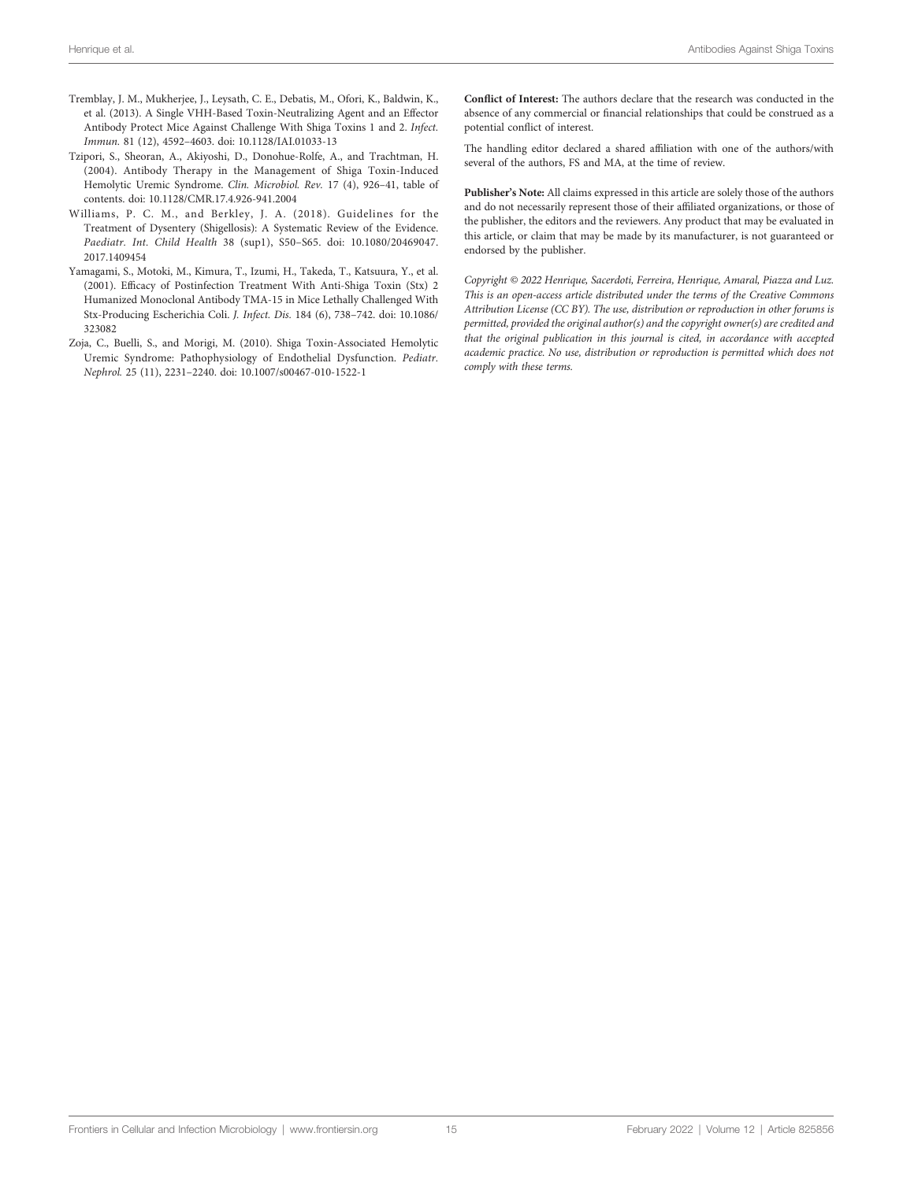Tremblay, J. M., Mukherjee, J., Leysath, C. E., Debatis, M., Ofori, K., Baldwin, K., et al. (2013). A Single VHH-Based Toxin-Neutralizing Agent and an Effector Antibody Protect Mice Against Challenge With Shiga Toxins 1 and 2. *Infect. Immun.* 81 (12), 4592–4603. doi: 10.1128/IAI.01033-13

Tzipori, S., Sheoran, A., Akiyoshi, D., Donohue-Rolfe, A., and Trachtman, H. (2004). Antibody Therapy in the Management of Shiga Toxin-Induced Hemolytic Uremic Syndrome. *Clin. Microbiol. Rev.* 17 (4), 926–41, table of contents. doi: 10.1128/CMR.17.4.926-941.2004

Williams, P. C. M., and Berkley, J. A. (2018). Guidelines for the Treatment of Dysentery (Shigellosis): A Systematic Review of the Evidence. *Paediatr. Int. Child Health* 38 (sup1), S50–S65. doi: 10.1080/20469047.2017.1409454

Yamagami, S., Motoki, M., Kimura, T., Izumi, H., Takeda, T., Katsuura, Y., et al. (2001). Efficacy of Postinfection Treatment With Anti-Shiga Toxin (Stx) 2 Humanized Monoclonal Antibody TMA-15 in Mice Lethally Challenged With Stx-Producing Escherichia Coli. *J. Infect. Dis.* 184 (6), 738–742. doi: 10.1086/323082

Zoja, C., Buelli, S., and Morigi, M. (2010). Shiga Toxin-Associated Hemolytic Uremic Syndrome: Pathophysiology of Endothelial Dysfunction. *Pediatr. Nephrol.* 25 (11), 2231–2240. doi: 10.1007/s00467-010-1522-1

**Conflict of Interest:** The authors declare that the research was conducted in the absence of any commercial or financial relationships that could be construed as a potential conflict of interest.

The handling editor declared a shared affiliation with one of the authors/with several of the authors, FS and MA, at the time of review.

**Publisher's Note:** All claims expressed in this article are solely those of the authors and do not necessarily represent those of their affiliated organizations, or those of the publisher, the editors and the reviewers. Any product that may be evaluated in this article, or claim that may be made by its manufacturer, is not guaranteed or endorsed by the publisher.

*Copyright © 2022 Henrique, Sacerdoti, Ferreira, Henrique, Amaral, Piazza and Luz. This is an open-access article distributed under the terms of the Creative Commons Attribution License (CC BY). The use, distribution or reproduction in other forums is permitted, provided the original author(s) and the copyright owner(s) are credited and that the original publication in this journal is cited, in accordance with accepted academic practice. No use, distribution or reproduction is permitted which does not comply with these terms.*